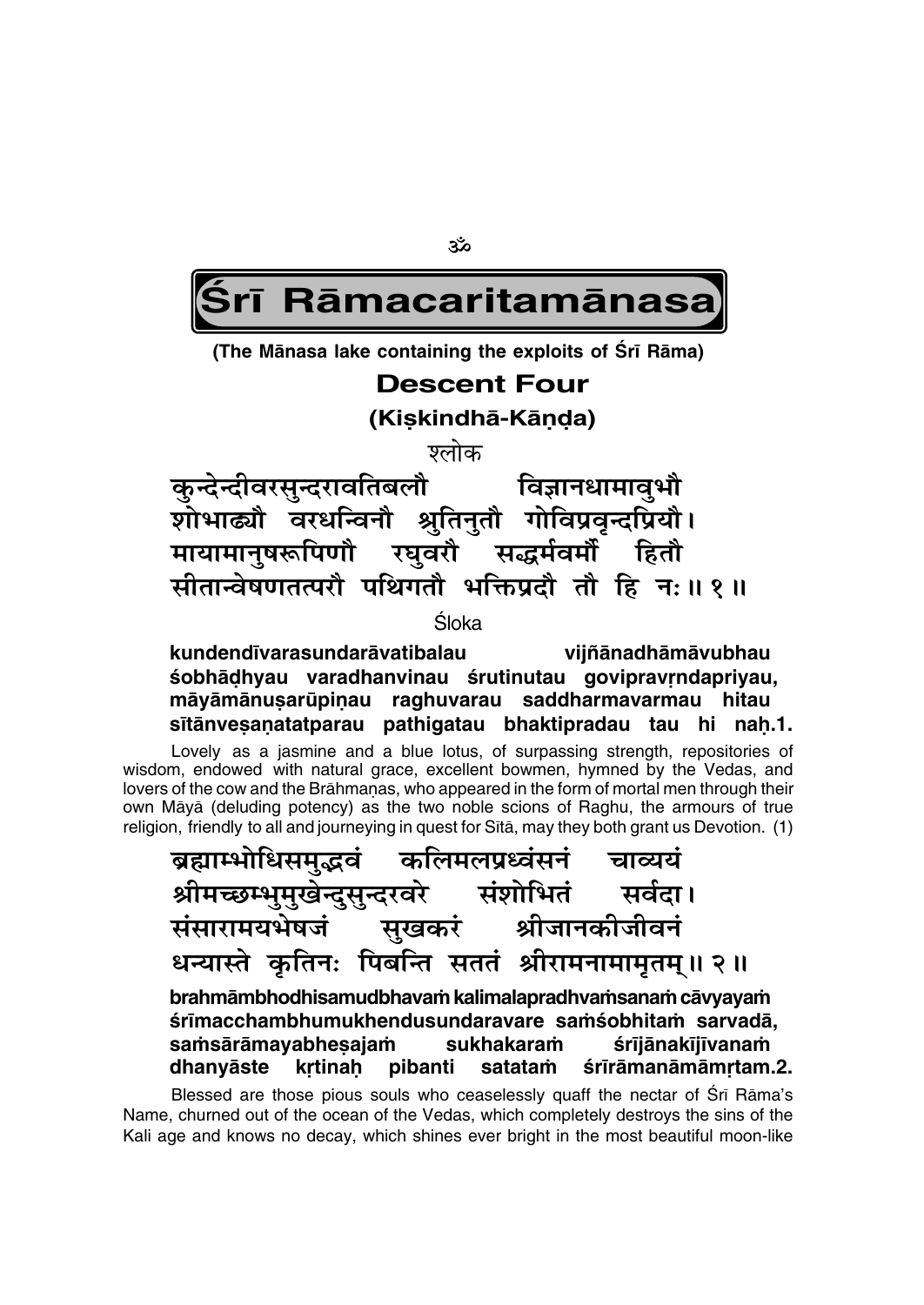ॐ

# Śrī Rāmacaritamānasa

**(The Mānasa lake containing the exploits of Śrī Rāma)**

## Descent Four

### (Kiṣkindhā-Kāṇḍa)

श्लोक

कुन्देन्दीवरसुन्दरावतिबलौ विज्ञानधामावुभौ
शोभाढ्यौ वरधन्विनौ श्रुतिनुतौ गोविप्रवृन्दप्रियौ।
मायामानुषरूपिणौ रघुवरौ सद्धर्मवर्मौ हितौ
सीतान्वेषणतत्परौ पथिगतौ भक्तिप्रदौ तौ हि नः॥ १॥

Śloka

**kundendīvarasundarāvatibalau vijñānadhāmāvubhau**
**śobhāḍhyau varadhanvinau śrutinutau govipravṛndapriyau,**
**māyāmānuṣarūpiṇau raghuvarau saddharmavarmau hitau**
**sītānveṣaṇatatparau pathigatau bhaktipradau tau hi naḥ.1.**

Lovely as a jasmine and a blue lotus, of surpassing strength, repositories of wisdom, endowed with natural grace, excellent bowmen, hymned by the Vedas, and lovers of the cow and the Brāhmaṇas, who appeared in the form of mortal men through their own Māyā (deluding potency) as the two noble scions of Raghu, the armours of true religion, friendly to all and journeying in quest for Sītā, may they both grant us Devotion. (1)

ब्रह्माम्भोधिसमुद्भवं कलिमलप्रध्वंसनं चाव्ययं
श्रीमच्छम्भुमुखेन्दुसुन्दरवरे संशोभितं सर्वदा।
संसारामयभेषजं सुखकरं श्रीजानकीजीवनं
धन्यास्ते कृतिनः पिबन्ति सततं श्रीरामनामामृतम्॥ २॥

**brahmāmbhodhisamudbhavaṁ kalimalapradhvaṁsanaṁ cāvyayaṁ**
**śrīmacchambhumukhendusundaravare saṁśobhitaṁ sarvadā,**
**saṁsārāmayabheṣajaṁ sukhakaraṁ śrījānakījīvanaṁ**
**dhanyāste kṛtinaḥ pibanti satataṁ śrīrāmanāmāmṛtam.2.**

Blessed are those pious souls who ceaselessly quaff the nectar of Śrī Rāma's Name, churned out of the ocean of the Vedas, which completely destroys the sins of the Kali age and knows no decay, which shines ever bright in the most beautiful moon-like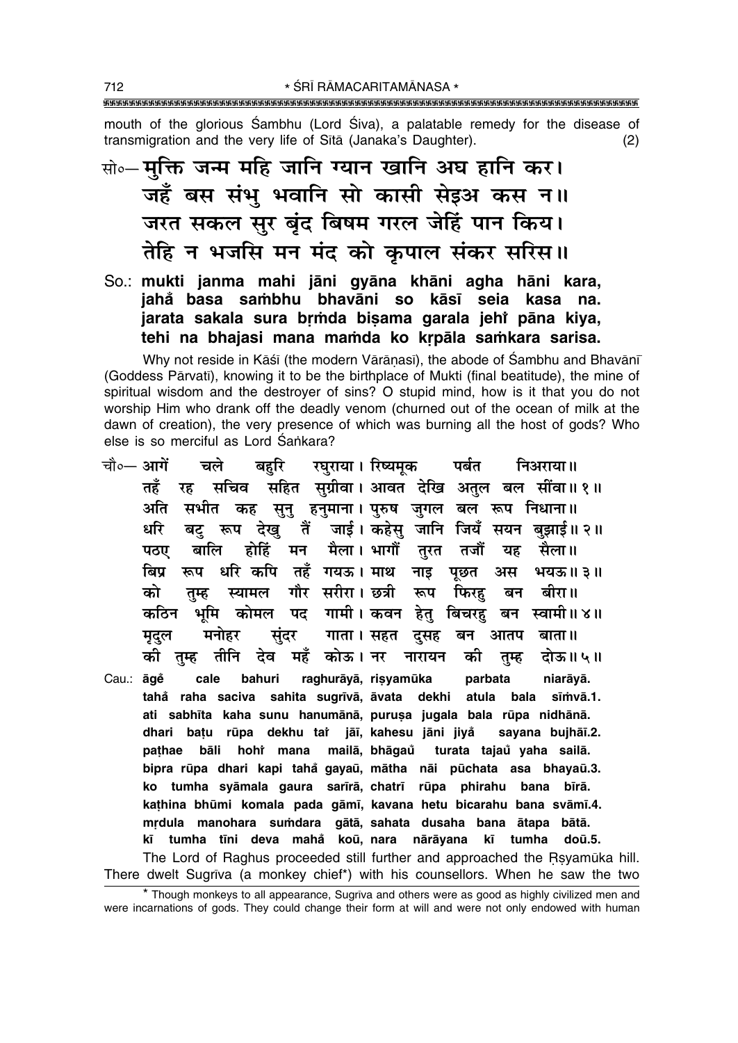mouth of the glorious Śambhu (Lord Śiva), a palatable remedy for the disease of transmigration and the very life of Sītā (Janaka's Daughter). (2)

सो०— मुक्ति जन्म महि जानि ग्यान खानि अघ हानि कर।
जहँ बस संभु भवानि सो कासी सेइअ कस न॥
जरत सकल सुर बृंद बिषम गरल जेहिं पान किय।
तेहि न भजसि मन मंद को कृपाल संकर सरिस॥

So.: **mukti janma mahi jāni gyāna khāni agha hāni kara, jahå basa saṁbhu bhavāni so kāsī seia kasa na. jarata sakala sura bṛṁda biṣama garala jehiṁ pāna kiya, tehi na bhajasi mana maṁda ko kṛpāla saṁkara sarisa.**

Why not reside in Kāśī (the modern Vārāṇasī), the abode of Śambhu and Bhavānī (Goddess Pārvatī), knowing it to be the birthplace of Mukti (final beatitude), the mine of spiritual wisdom and the destroyer of sins? O stupid mind, how is it that you do not worship Him who drank off the deadly venom (churned out of the ocean of milk at the dawn of creation), the very presence of which was burning all the host of gods? Who else is so merciful as Lord Śaṅkara?

चौ०— आगें चले बहुरि रघुराया। रिष्यमूक पर्बत निअराया॥
तहँ रह सचिव सहित सुग्रीवा। आवत देखि अतुल बल सींवा॥१॥
अति सभीत कह सुनु हनुमाना। पुरुष जुगल बल रूप निधाना॥
धरि बटु रूप देखु तैं जाई। कहेसु जानि जियँ सयन बुझाई॥२॥
पठए बालि होहिं मन मैला। भागौं तुरत तजौं यह सैला॥
बिप्र रूप धरि कपि तहँ गयऊ। माथ नाइ पूछत अस भयऊ॥३॥
को तुम्ह स्यामल गौर सरीरा। छत्री रूप फिरहु बन बीरा॥
कठिन भूमि कोमल पद गामी। कवन हेतु बिचरहु बन स्वामी॥४॥
मृदुल मनोहर सुंदर गाता। सहत दुसह बन आतप बाता॥
की तुम्ह तीनि देव महँ कोऊ। नर नारायन की तुम्ह दोऊ॥५॥

Cau.: **āgeṁ cale bahuri raghurāyā, riṣyamūka parbata niarāyā. tahå raha saciva sahita sugrīvā, āvata dekhi atula bala sīṁvā.1. ati sabhīta kaha sunu hanumānā, puruṣa jugala bala rūpa nidhānā. dhari baṭu rūpa dekhu taiṁ jāī, kahesu jāni jiyå sayana bujhāī.2. paṭhae bāli hohiṁ mana mailā, bhāgauṁ turata tajauṁ yaha sailā. bipra rūpa dhari kapi tahå gayaū, mātha nāi pūchata asa bhayaū.3. ko tumha syāmala gaura sarīrā, chatrī rūpa phirahu bana bīrā. kaṭhina bhūmi komala pada gāmī, kavana hetu bicarahu bana svāmī.4. mṛdula manohara suṁdara gātā, sahata dusaha bana ātapa bātā. kī tumha tīni deva mahå koū, nara nārāyana kī tumha doū.5.**

The Lord of Raghus proceeded still further and approached the Ṛṣyamūka hill. There dwelt Sugrīva (a monkey chief*) with his counsellors. When he saw the two

* Though monkeys to all appearance, Sugrīva and others were as good as highly civilized men and were incarnations of gods. They could change their form at will and were not only endowed with human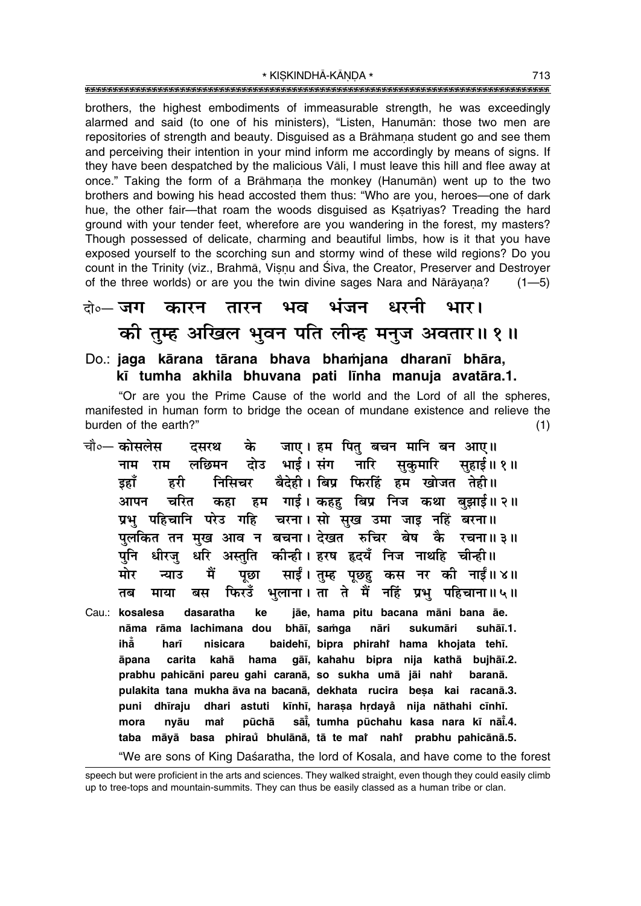brothers, the highest embodiments of immeasurable strength, he was exceedingly alarmed and said (to one of his ministers), "Listen, Hanumān: those two men are repositories of strength and beauty. Disguised as a Brāhmaṇa student go and see them and perceiving their intention in your mind inform me accordingly by means of signs. If they have been despatched by the malicious Vāli, I must leave this hill and flee away at once." Taking the form of a Brāhmaṇa the monkey (Hanumān) went up to the two brothers and bowing his head accosted them thus: "Who are you, heroes—one of dark hue, the other fair—that roam the woods disguised as Kṣatriyas? Treading the hard ground with your tender feet, wherefore are you wandering in the forest, my masters? Though possessed of delicate, charming and beautiful limbs, how is it that you have exposed yourself to the scorching sun and stormy wind of these wild regions? Do you count in the Trinity (viz., Brahmā, Viṣṇu and Śiva, the Creator, Preserver and Destroyer of the three worlds) or are you the twin divine sages Nara and Nārāyaṇa? (1—5)

**दो०— जग कारन तारन भव भंजन धरनी भार।**
**की तुम्ह अखिल भुवन पति लीन्ह मनुज अवतार॥ १॥**

**Do.: jaga kārana tārana bhava bhaṁjana dharanī bhāra,**
**kī tumha akhila bhuvana pati līnha manuja avatāra.1.**

"Or are you the Prime Cause of the world and the Lord of all the spheres, manifested in human form to bridge the ocean of mundane existence and relieve the burden of the earth?" (1)

**चौ०— कोसलेस दसरथ के जाए। हम पितु बचन मानि बन आए॥**
**नाम राम लछिमन दोउ भाई। संग नारि सुकुमारि सुहाई॥ १॥**
**इहाँ हरी निसिचर बैदेही। बिप्र फिरहिं हम खोजत तेही॥**
**आपन चरित कहा हम गाई। कहहु बिप्र निज कथा बुझाई॥ २॥**
**प्रभु पहिचानि परेउ गहि चरना। सो सुख उमा जाइ नहिं बरना॥**
**पुलकित तन मुख आव न बचना। देखत रुचिर बेष कै रचना॥ ३॥**
**पुनि धीरजु धरि अस्तुति कीन्ही। हरष हृदयँ निज नाथहि चीन्ही॥**
**मोर न्याउ मैं पूछा साईं। तुम्ह पूछहु कस नर की नाईं॥ ४॥**
**तब माया बस फिरउँ भुलाना। ता ते मैं नहिं प्रभु पहिचाना॥ ५॥**

**Cau.: kosalesa dasaratha ke jāe, hama pitu bacana māni bana āe.**
**nāma rāma lachimana dou bhāī, saṁga nāri sukumāri suhāī.1.**
**ihā̐ harī nisicara baidehī, bipra phirahiṁ hama khojata tehī.**
**āpana carita kahā hama gāī, kahahu bipra nija kathā bujhāī.2.**
**prabhu pahicāni pareu gahi caranā, so sukha umā jāi nahiṁ baranā.**
**pulakita tana mukha āva na bacanā, dekhata rucira beṣa kai racanā.3.**
**puni dhīraju dhari astuti kīnhī, haraṣa hṛdayȧ nija nāthahi cīnhī.**
**mora nyāu maiṁ pūchā sāī̐, tumha pūchahu kasa nara kī nāī̐.4.**
**taba māyā basa phirau̐ bhulānā, tā te maiṁ nahiṁ prabhu pahicānā.5.**

"We are sons of King Daśaratha, the lord of Kosala, and have come to the forest

---

speech but were proficient in the arts and sciences. They walked straight, even though they could easily climb up to tree-tops and mountain-summits. They can thus be easily classed as a human tribe or clan.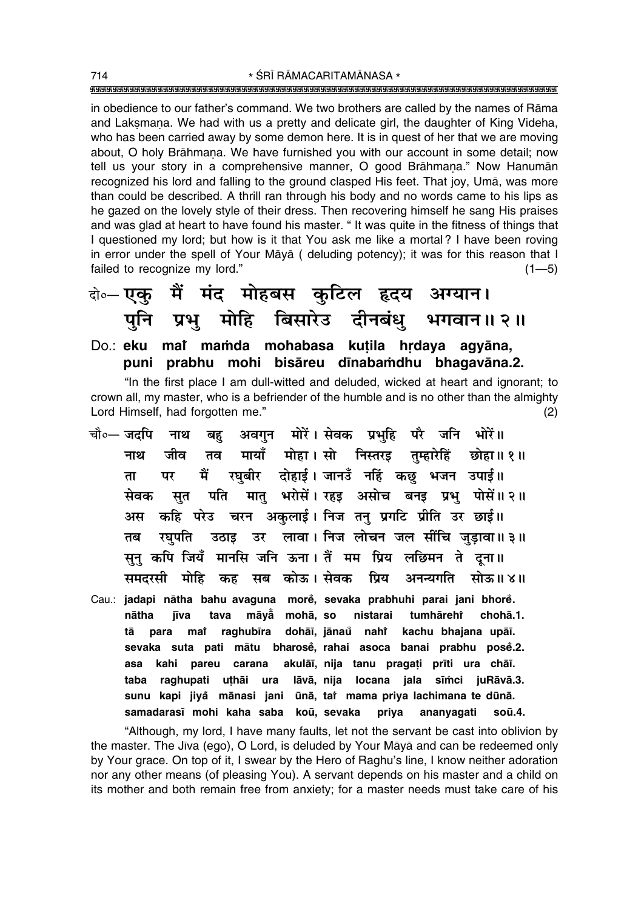in obedience to our father's command. We two brothers are called by the names of Rāma and Lakṣmaṇa. We had with us a pretty and delicate girl, the daughter of King Videha, who has been carried away by some demon here. It is in quest of her that we are moving about, O holy Brāhmaṇa. We have furnished you with our account in some detail; now tell us your story in a comprehensive manner, O good Brāhmaṇa." Now Hanumān recognized his lord and falling to the ground clasped His feet. That joy, Umā, was more than could be described. A thrill ran through his body and no words came to his lips as he gazed on the lovely style of their dress. Then recovering himself he sang His praises and was glad at heart to have found his master. " It was quite in the fitness of things that I questioned my lord; but how is it that You ask me like a mortal? I have been roving in error under the spell of Your Māyā ( deluding potency); it was for this reason that I failed to recognize my lord." (1—5)

दो०— एकु मैं मंद मोहबस कुटिल हृदय अग्यान।
पुनि प्रभु मोहि बिसारेउ दीनबंधु भगवान॥ २॥

Do.: **eku maĩ mam̐da mohabasa kuṭila hṛdaya agyāna,**
**puni prabhu mohi bisāreu dīnabam̐dhu bhagavāna.2.**

"In the first place I am dull-witted and deluded, wicked at heart and ignorant; to crown all, my master, who is a befriender of the humble and is no other than the almighty Lord Himself, had forgotten me." (2)

चौ०— जदपि नाथ बहु अवगुन मोरें। सेवक प्रभुहि परै जनि भोरें॥
नाथ जीव तव मायाँ मोहा। सो निस्तरइ तुम्हारेहिं छोहा॥ १॥
ता पर मैं रघुबीर दोहाई। जानउँ नहिं कछु भजन उपाई॥
सेवक सुत पति मातु भरोसें। रहइ असोच बनइ प्रभु पोसें॥ २॥
अस कहि परेउ चरन अकुलाई। निज तनु प्रगटि प्रीति उर छाई॥
तब रघुपति उठाइ उर लावा। निज लोचन जल सींचि जुड़ावा॥ ३॥
सुनु कपि जियँ मानसि जनि ऊना। तैं मम प्रिय लछिमन ते दूना॥
समदरसी मोहि कह सब कोऊ। सेवक प्रिय अनन्यगति सोऊ॥ ४॥

Cau.: **jadapi nātha bahu avaguna morẽ, sevaka prabhuhi parai jani bhorẽ.**
**nātha jīva tava māyā̃ mohā, so nistarai tumhārehĩ chohā.1.**
**tā para maĩ raghubīra dohāī, jānaũ nahĩ kachu bhajana upāī.**
**sevaka suta pati mātu bharosẽ, rahai asoca banai prabhu posẽ.2.**
**asa kahi pareu carana akulāī, nija tanu pragaṭi prīti ura chāī.**
**taba raghupati uṭhāi ura lāvā, nija locana jala sīm̐ci juRāvā.3.**
**sunu kapi jiyā̃ mānasi jani ūnā, taĩ mama priya lachimana te dūnā.**
**samadarasī mohi kaha saba koū, sevaka priya ananyagati soū.4.**

"Although, my lord, I have many faults, let not the servant be cast into oblivion by the master. The Jīva (ego), O Lord, is deluded by Your Māyā and can be redeemed only by Your grace. On top of it, I swear by the Hero of Raghu's line, I know neither adoration nor any other means (of pleasing You). A servant depends on his master and a child on its mother and both remain free from anxiety; for a master needs must take care of his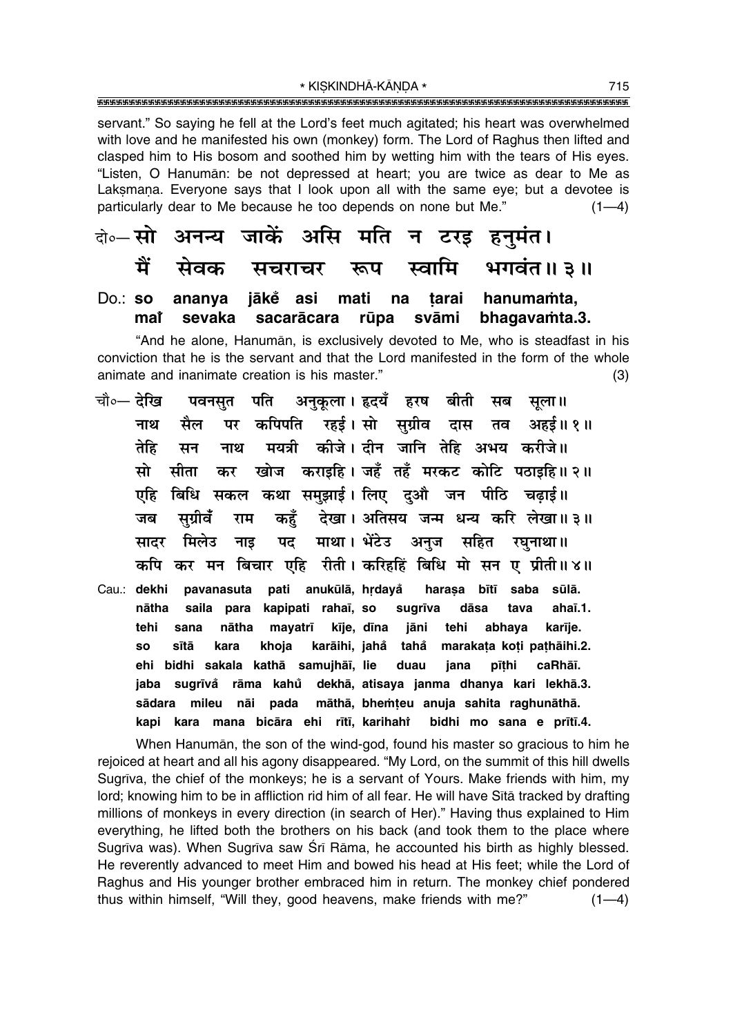servant." So saying he fell at the Lord's feet much agitated; his heart was overwhelmed with love and he manifested his own (monkey) form. The Lord of Raghus then lifted and clasped him to His bosom and soothed him by wetting him with the tears of His eyes. "Listen, O Hanumān: be not depressed at heart; you are twice as dear to Me as Lakṣmaṇa. Everyone says that I look upon all with the same eye; but a devotee is particularly dear to Me because he too depends on none but Me." (1—4)

**दो०— सो अनन्य जाकें असि मति न टरइ हनुमंत।**
**मैं सेवक सचराचर रूप स्वामि भगवंत॥ ३॥**

**Do.: so ananya jākẽ asi mati na ṭarai hanumaṁta,**
**maĩ sevaka sacarācara rūpa svāmi bhagavaṁta.3.**

"And he alone, Hanumān, is exclusively devoted to Me, who is steadfast in his conviction that he is the servant and that the Lord manifested in the form of the whole animate and inanimate creation is his master." (3)

**चौ०— देखि पवनसुत पति अनुकूला। हृदयँ हरष बीती सब सूला॥**
**नाथ सैल पर कपिपति रहई। सो सुग्रीव दास तव अहई॥ १॥**
**तेहि सन नाथ मयत्री कीजे। दीन जानि तेहि अभय करीजे॥**
**सो सीता कर खोज कराइहि। जहँ तहँ मरकट कोटि पठाइहि॥ २॥**
**एहि बिधि सकल कथा समुझाई। लिए दुऔ जन पीठि चढ़ाई॥**
**जब सुग्रीवँ राम कहुँ देखा। अतिसय जन्म धन्य करि लेखा॥ ३॥**
**सादर मिलेउ नाइ पद माथा। भेंटेउ अनुज सहित रघुनाथा॥**
**कपि कर मन बिचार एहि रीती। करिहहिं बिधि मो सन ए प्रीती॥ ४॥**

**Cau.: dekhi pavanasuta pati anukūlā, hṛdayȧ haraṣa bītī saba sūlā.**
**nātha saila para kapipati rahaī, so sugrīva dāsa tava ahaī.1.**
**tehi sana nātha mayatrī kīje, dīna jāni tehi abhaya karīje.**
**so sītā kara khoja karāihi, jahȧ tahȧ marakaṭa koṭi paṭhāihi.2.**
**ehi bidhi sakala kathā samujhāī, lie duau jana pīṭhi caRhāī.**
**jaba sugrīvȧ rāma kahȗ dekhā, atisaya janma dhanya kari lekhā.3.**
**sādara mileu nāi pada māthā, bhemṭeu anuja sahita raghunāthā.**
**kapi kara mana bicāra ehi rītī, karihahiṁ bidhi mo sana e prītī.4.**

When Hanumān, the son of the wind-god, found his master so gracious to him he rejoiced at heart and all his agony disappeared. "My Lord, on the summit of this hill dwells Sugrīva, the chief of the monkeys; he is a servant of Yours. Make friends with him, my lord; knowing him to be in affliction rid him of all fear. He will have Sītā tracked by drafting millions of monkeys in every direction (in search of Her)." Having thus explained to Him everything, he lifted both the brothers on his back (and took them to the place where Sugrīva was). When Sugrīva saw Śrī Rāma, he accounted his birth as highly blessed. He reverently advanced to meet Him and bowed his head at His feet; while the Lord of Raghus and His younger brother embraced him in return. The monkey chief pondered thus within himself, "Will they, good heavens, make friends with me?" (1—4)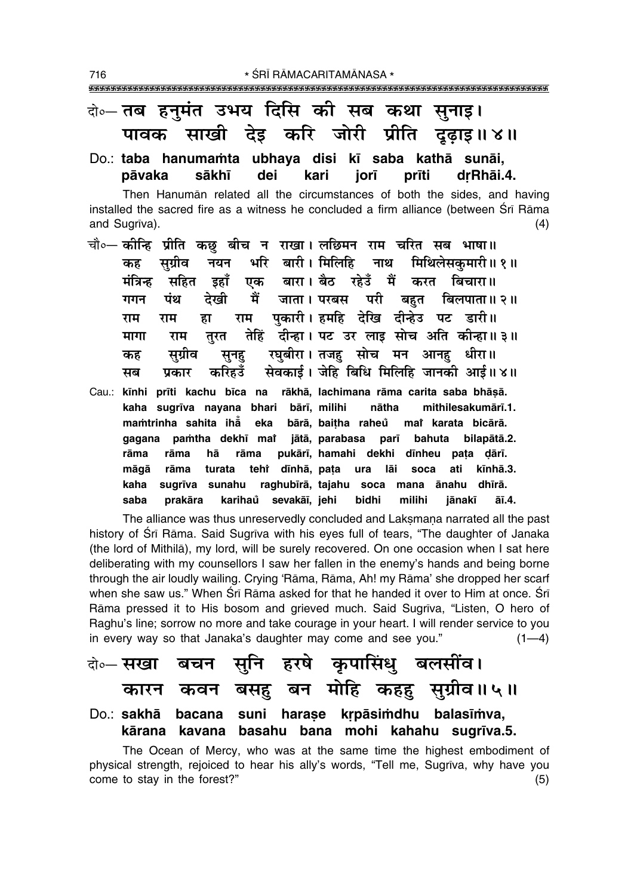दो०— तब हनुमंत उभय दिसि की सब कथा सुनाइ।
पावक साखी देइ करि जोरी प्रीति दृढ़ाइ॥ ४॥

Do.: **taba hanumaṁta ubhaya disi kī saba kathā sunāi,**
**pāvaka sākhī dei kari jorī prīti dṛRhāi.4.**

Then Hanumān related all the circumstances of both the sides, and having installed the sacred fire as a witness he concluded a firm alliance (between Śrī Rāma and Sugrīva). (4)

चौ०— कीन्हि प्रीति कछु बीच न राखा। लछिमन राम चरित सब भाषा॥
कह सुग्रीव नयन भरि बारी। मिलिहि नाथ मिथिलेसकुमारी॥ १॥
मंत्रिन्ह सहित इहाँ एक बारा। बैठ रहेउँ मैं करत बिचारा॥
गगन पंथ देखी मैं जाता। परबस परी बहुत बिलपाता॥ २॥
राम राम हा राम पुकारी। हमहि देखि दीन्हेउ पट डारी॥
मागा राम तुरत तेहिं दीन्हा। पट उर लाइ सोच अति कीन्हा॥ ३॥
कह सुग्रीव सुनहु रघुबीरा। तजहु सोच मन आनहु धीरा॥
सब प्रकार करिहउँ सेवकाई। जेहि बिधि मिलिहि जानकी आई॥ ४॥

Cau.: **kīnhi prīti kachu bīca na rākhā, lachimana rāma carita saba bhāṣā.**
**kaha sugrīva nayana bhari bārī, milihi nātha mithilesakumārī.1.**
**maṁtrinha sahita ihāँ eka bārā, baiṭha raheu̐ maiं karata bicārā.**
**gagana paṁtha dekhī maiं jātā, parabasa parī bahuta bilapātā.2.**
**rāma rāma hā rāma pukārī, hamahi dekhi dīnheu paṭa ḍārī.**
**māgā rāma turata tehiं dīnhā, paṭa ura lāi soca ati kīnhā.3.**
**kaha sugrīva sunahu raghubīrā, tajahu soca mana ānahu dhīrā.**
**saba prakāra karihau̐ sevakāī, jehi bidhi milihi jānakī āī.4.**

The alliance was thus unreservedly concluded and Lakṣmaṇa narrated all the past history of Śrī Rāma. Said Sugrīva with his eyes full of tears, "The daughter of Janaka (the lord of Mithilā), my lord, will be surely recovered. On one occasion when I sat here deliberating with my counsellors I saw her fallen in the enemy's hands and being borne through the air loudly wailing. Crying 'Rāma, Rāma, Ah! my Rāma' she dropped her scarf when she saw us." When Śrī Rāma asked for that he handed it over to Him at once. Śrī Rāma pressed it to His bosom and grieved much. Said Sugrīva, "Listen, O hero of Raghu's line; sorrow no more and take courage in your heart. I will render service to you in every way so that Janaka's daughter may come and see you." (1—4)

दो०— सखा बचन सुनि हरषे कृपासिंधु बलसींव।
कारन कवन बसहु बन मोहि कहहु सुग्रीव॥ ५॥

Do.: **sakhā bacana suni haraṣe kṛpāsiṁdhu balasīṁva,**
**kārana kavana basahu bana mohi kahahu sugrīva.5.**

The Ocean of Mercy, who was at the same time the highest embodiment of physical strength, rejoiced to hear his ally's words, "Tell me, Sugrīva, why have you come to stay in the forest?" (5)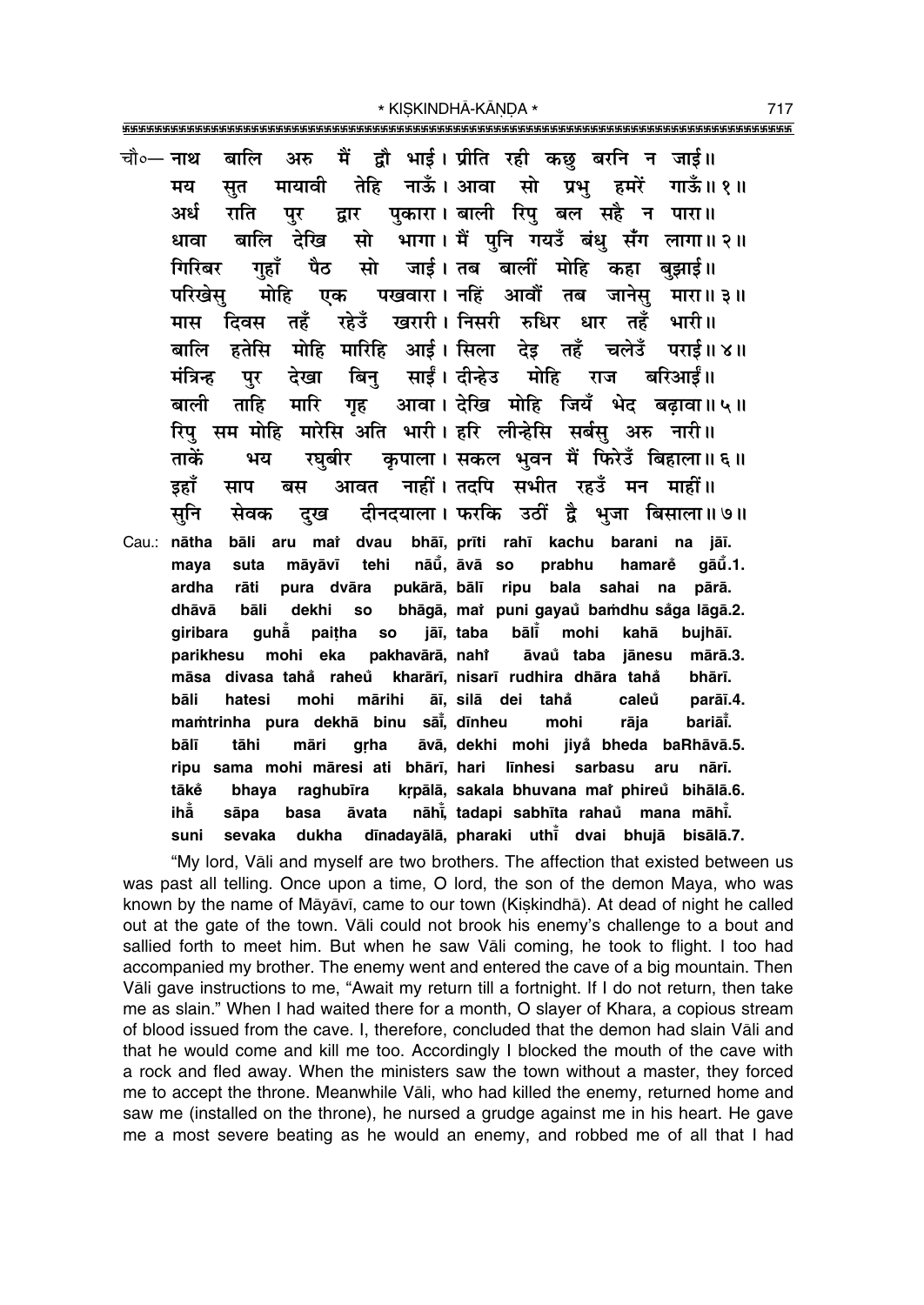चौ०— नाथ बालि अरु मैं द्वौ भाई। प्रीति रही कछु बरनि न जाई॥
मय सुत मायावी तेहि नाऊँ। आवा सो प्रभु हमरें गाऊँ॥ १॥
अर्ध राति पुर द्वार पुकारा। बाली रिपु बल सहै न पारा॥
धावा बालि देखि सो भागा। मैं पुनि गयउँ बंधु सँग लागा॥ २॥
गिरिबर गुहाँ पैठ सो जाई। तब बालीं मोहि कहा बुझाई॥
परिखेसु मोहि एक पखवारा। नहिं आवौं तब जानेसु मारा॥ ३॥
मास दिवस तहँ रहेउँ खरारी। निसरी रुधिर धार तहँ भारी॥
बालि हतेसि मोहि मारिहि आई। सिला देइ तहँ चलेउँ पराई॥ ४॥
मंत्रिन्ह पुर देखा बिनु साईं। दीन्हेउ मोहि राज बरिआईं॥
बाली ताहि मारि गृह आवा। देखि मोहि जियँ भेद बढ़ावा॥ ५॥
रिपु सम मोहि मारेसि अति भारी। हरि लीन्हेसि सर्बसु अरु नारी॥
ताकें भय रघुबीर कृपाला। सकल भुवन मैं फिरेउँ बिहाला॥ ६॥
इहाँ साप बस आवत नाहीं। तदपि सभीत रहउँ मन माहीं॥
सुनि सेवक दुख दीनदयाला। फरकि उठीं द्वै भुजा बिसाला॥ ७॥

Cau.: nātha bāli aru maiṁ dvau bhāī, prīti rahī kachu barani na jāī.
maya suta māyāvī tehi nāū̐, āvā so prabhu hamareṁ gāū̐.1.
ardha rāti pura dvāra pukārā, bālī ripu bala sahai na pārā.
dhāvā bāli dekhi so bhāgā, maiṁ puni gayaū̐ baṁdhu sa̐ga lāgā.2.
giribara guhā̐ paiṭha so jāī, taba bālī̐ mohi kahā bujhāī.
parikhesu mohi eka pakhavārā, nahiṁ āvau̐ taba jānesu mārā.3.
māsa divasa taha̐ raheu̐ kharārī, nisarī rudhira dhāra taha̐ bhārī.
bāli hatesi mohi mārihi āī, silā dei taha̐ caleu̐ parāī.4.
maṁtrinha pura dekhā binu sāī̐, dīnheu mohi rāja bariāī̐.
bālī tāhi māri gṛha āvā, dekhi mohi jiya̐ bheda baRhāvā.5.
ripu sama mohi māresi ati bhārī, hari līnhesi sarbasu aru nārī.
tāke̐ bhaya raghubīra kṛpālā, sakala bhuvana maiṁ phireu̐ bihālā.6.
ihā̐ sāpa basa āvata nāhī̐, tadapi sabhīta rahau̐ mana māhī̐.
suni sevaka dukha dīnadayālā, pharaki uṭhī̐ dvai bhujā bisālā.7.

"My lord, Vāli and myself are two brothers. The affection that existed between us was past all telling. Once upon a time, O lord, the son of the demon Maya, who was known by the name of Māyāvī, came to our town (Kiṣkindhā). At dead of night he called out at the gate of the town. Vāli could not brook his enemy's challenge to a bout and sallied forth to meet him. But when he saw Vāli coming, he took to flight. I too had accompanied my brother. The enemy went and entered the cave of a big mountain. Then Vāli gave instructions to me, "Await my return till a fortnight. If I do not return, then take me as slain." When I had waited there for a month, O slayer of Khara, a copious stream of blood issued from the cave. I, therefore, concluded that the demon had slain Vāli and that he would come and kill me too. Accordingly I blocked the mouth of the cave with a rock and fled away. When the ministers saw the town without a master, they forced me to accept the throne. Meanwhile Vāli, who had killed the enemy, returned home and saw me (installed on the throne), he nursed a grudge against me in his heart. He gave me a most severe beating as he would an enemy, and robbed me of all that I had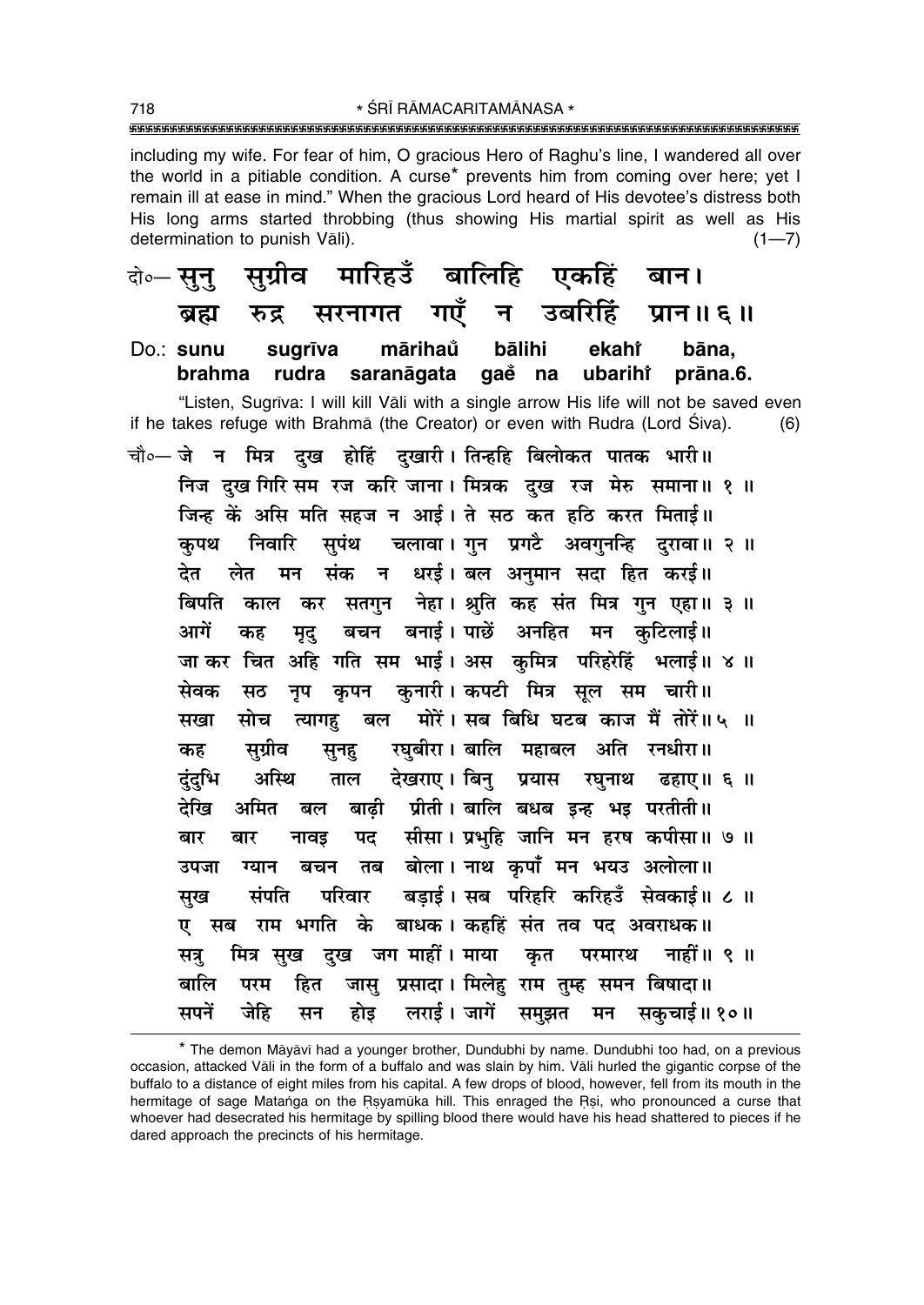including my wife. For fear of him, O gracious Hero of Raghu's line, I wandered all over the world in a pitiable condition. A curse* prevents him from coming over here; yet I remain ill at ease in mind." When the gracious Lord heard of His devotee's distress both His long arms started throbbing (thus showing His martial spirit as well as His determination to punish Vāli). (1—7)

दो०— **सुनु सुग्रीव मारिहउँ बालिहि एकहिं बान।**
**ब्रह्म रुद्र सरनागत गएँ न उबरिहिं प्रान॥ ६॥**

Do.: **sunu sugrīva mārihaů̐ bālihi ekahi̐ bāna,**
**brahma rudra saranāgata gae̐ na ubarihi̐ prāna.6.**

"Listen, Sugrīva: I will kill Vāli with a single arrow His life will not be saved even if he takes refuge with Brahmā (the Creator) or even with Rudra (Lord Śiva). (6)

चौ०— जे न मित्र दुख होहिं दुखारी। तिन्हहि बिलोकत पातक भारी॥
निज दुख गिरि सम रज करि जाना। मित्रक दुख रज मेरु समाना॥ १ ॥
जिन्ह कें असि मति सहज न आई। ते सठ कत हठि करत मिताई॥
कुपथ निवारि सुपंथ चलावा। गुन प्रगटै अवगुनन्हि दुरावा॥ २ ॥
देत लेत मन संक न धरई। बल अनुमान सदा हित करई॥
बिपति काल कर सतगुन नेहा। श्रुति कह संत मित्र गुन एहा॥ ३ ॥
आगें कह मृदु बचन बनाई। पाछें अनहित मन कुटिलाई॥
जा कर चित अहि गति सम भाई। अस कुमित्र परिहरेहिं भलाई॥ ४ ॥
सेवक सठ नृप कृपन कुनारी। कपटी मित्र सूल सम चारी॥
सखा सोच त्यागहु बल मोरें। सब बिधि घटब काज मैं तोरें॥ ५ ॥
कह सुग्रीव सुनहु रघुबीरा। बालि महाबल अति रनधीरा॥
दुंदुभि अस्थि ताल देखराए। बिनु प्रयास रघुनाथ ढहाए॥ ६ ॥
देखि अमित बल बाढ़ी प्रीती। बालि बधब इन्ह भइ परतीती॥
बार बार नावइ पद सीसा। प्रभुहि जानि मन हरष कपीसा॥ ७ ॥
उपजा ग्यान बचन तब बोला। नाथ कृपाँ मन भयउ अलोला॥
सुख संपति परिवार बड़ाई। सब परिहरि करिहउँ सेवकाई॥ ८ ॥
ए सब राम भगति के बाधक। कहहिं संत तव पद अवराधक॥
सत्रु मित्र सुख दुख जग माहीं। माया कृत परमारथ नाहीं॥ ९ ॥
बालि परम हित जासु प्रसादा। मिलेहु राम तुम्ह समन बिषादा॥
सपनें जेहि सन होइ लराई। जागें समुझत मन सकुचाई॥ १०॥

---

* The demon Māyāvī had a younger brother, Dundubhi by name. Dundubhi too had, on a previous occasion, attacked Vāli in the form of a buffalo and was slain by him. Vāli hurled the gigantic corpse of the buffalo to a distance of eight miles from his capital. A few drops of blood, however, fell from its mouth in the hermitage of sage Mataṅga on the Ṛṣyamūka hill. This enraged the Ṛṣi, who pronounced a curse that whoever had desecrated his hermitage by spilling blood there would have his head shattered to pieces if he dared approach the precincts of his hermitage.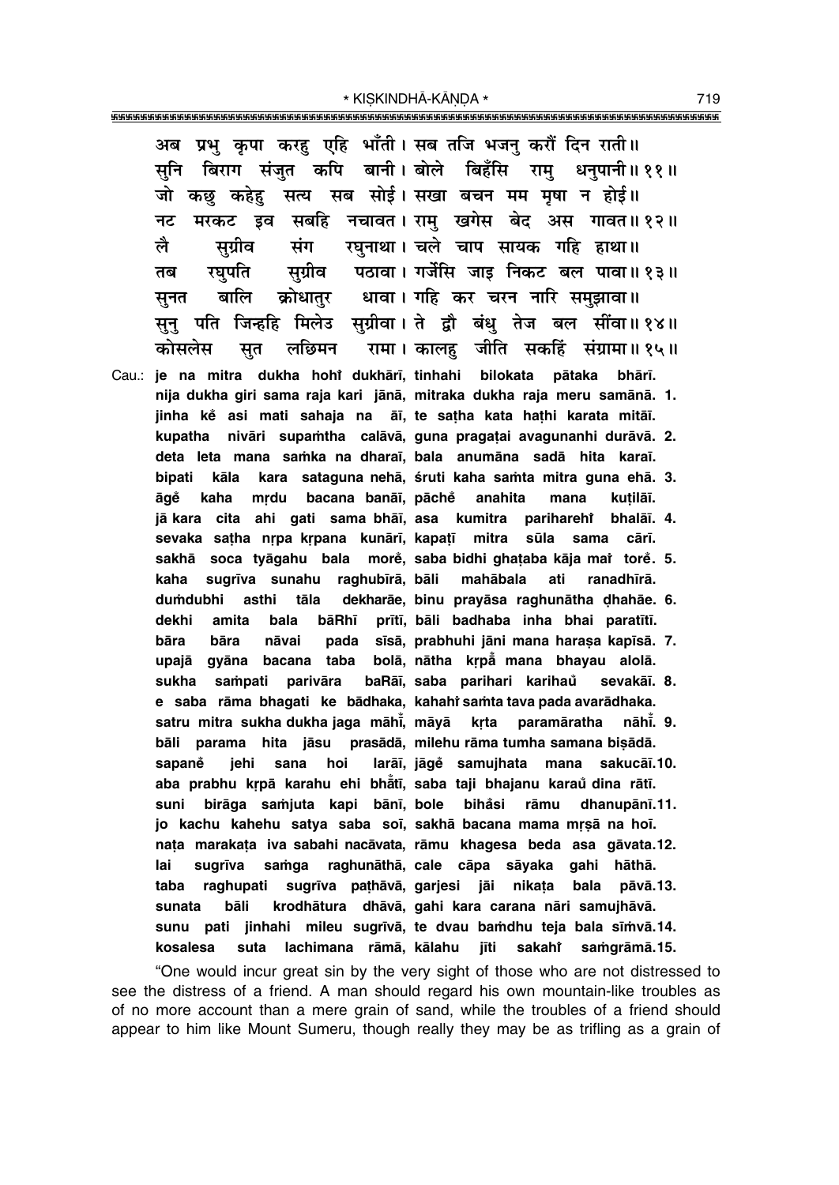अब प्रभु कृपा करहु एहि भाँती। सब तजि भजनु करौं दिन राती॥
सुनि बिराग संजुत कपि बानी। बोले बिहँसि रामु धनुपानी॥ ११॥
जो कछु कहेहु सत्य सब सोई। सखा बचन मम मृषा न होई॥
नट मरकट इव सबहि नचावत। रामु खगेस बेद अस गावत॥ १२॥
लै सुग्रीव संग रघुनाथा। चले चाप सायक गहि हाथा॥
तब रघुपति सुग्रीव पठावा। गर्जेसि जाइ निकट बल पावा॥ १३॥
सुनत बालि क्रोधातुर धावा। गहि कर चरन नारि समुझावा॥
सुनु पति जिन्हहि मिलेउ सुग्रीवा। ते द्वौ बंधु तेज बल सींवा॥ १४॥
कोसलेस सुत लछिमन रामा। कालहु जीति सकहिं संग्रामा॥ १५॥

Cau.: **je na mitra dukha hohi̐ dukhārī, tinhahi bilokata pātaka bhārī.**
**nija dukha giri sama raja kari jānā, mitraka dukha raja meru samānā. 1.**
**jinha kē̐ asi mati sahaja na āī, te saṭha kata haṭhi karata mitāī.**
**kupatha nivāri supaṁtha calāvā, guna pragaṭai avagunanhi durāvā. 2.**
**deta leta mana saṁka na dharaī, bala anumāna sadā hita karaī.**
**bipati kāla kara sataguna nehā, śruti kaha saṁta mitra guna ehā. 3.**
**āgē̐ kaha mṛdu bacana banāī, pāchē̐ anahita mana kuṭilāī.**
**jā kara cita ahi gati sama bhāī, asa kumitra pariharehi̐ bhalāī. 4.**
**sevaka saṭha nṛpa kṛpana kunārī, kapaṭī mitra sūla sama cārī.**
**sakhā soca tyāgahu bala morē̐, saba bidhi ghaṭaba kāja mai̐ torē̐. 5.**
**kaha sugrīva sunahu raghubīrā, bāli mahābala ati ranadhīrā.**
**duṁdubhi asthi tāla dekharāe, binu prayāsa raghunātha ḍhahāe. 6.**
**dekhi amita bala bāRhī prīti, bāli badhaba inha bhai paratītī.**
**bāra bāra nāvai pada sīsā, prabhuhi jāni mana haraṣa kapīsā. 7.**
**upajā gyāna bacana taba bolā, nātha kṛpā̐ mana bhayau alolā.**
**sukha saṁpati parivāra baRāī, saba parihari karihau̐ sevakāī. 8.**
**e saba rāma bhagati ke bādhaka, kahahi̐ saṁta tava pada avarādhaka.**
**satru mitra sukha dukha jaga māhī̐, māyā kṛta paramāratha nāhī̐. 9.**
**bāli parama hita jāsu prasādā, milehu rāma tumha samana biṣādā.**
**sapanē̐ jehi sana hoi larāī, jāgē̐ samujhata mana sakucāī.10.**
**aba prabhu kṛpā karahu ehi bhā̐tī, saba taji bhajanu karau̐ dina rātī.**
**suni birāga saṁjuta kapi bānī, bole bihā̐si rāmu dhanupānī.11.**
**jo kachu kahehu satya saba soī, sakhā bacana mama mṛṣā na hoī.**
**naṭa marakaṭa iva sabahi nacāvata, rāmu khagesa beda asa gāvata.12.**
**lai sugrīva saṁga raghunāthā, cale cāpa sāyaka gahi hāthā.**
**taba raghupati sugrīva paṭhāvā, garjesi jāi nikaṭa bala pāvā.13.**
**sunata bāli krodhātura dhāvā, gahi kara carana nāri samujhāvā.**
**sunu pati jinhahi mileu sugrīvā, te dvau baṁdhu teja bala sīṁvā.14.**
**kosalesa suta lachimana rāmā, kālahu jīti sakahi̐ saṁgrāmā.15.**

"One would incur great sin by the very sight of those who are not distressed to see the distress of a friend. A man should regard his own mountain-like troubles as of no more account than a mere grain of sand, while the troubles of a friend should appear to him like Mount Sumeru, though really they may be as trifling as a grain of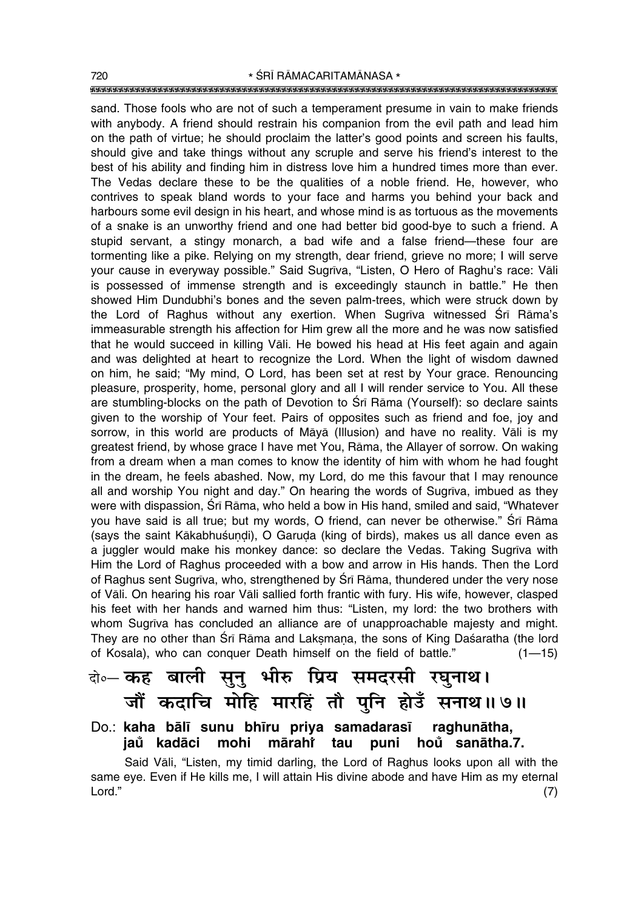sand. Those fools who are not of such a temperament presume in vain to make friends with anybody. A friend should restrain his companion from the evil path and lead him on the path of virtue; he should proclaim the latter's good points and screen his faults, should give and take things without any scruple and serve his friend's interest to the best of his ability and finding him in distress love him a hundred times more than ever. The Vedas declare these to be the qualities of a noble friend. He, however, who contrives to speak bland words to your face and harms you behind your back and harbours some evil design in his heart, and whose mind is as tortuous as the movements of a snake is an unworthy friend and one had better bid good-bye to such a friend. A stupid servant, a stingy monarch, a bad wife and a false friend—these four are tormenting like a pike. Relying on my strength, dear friend, grieve no more; I will serve your cause in everyway possible." Said Sugrīva, "Listen, O Hero of Raghu's race: Vāli is possessed of immense strength and is exceedingly staunch in battle." He then showed Him Dundubhi's bones and the seven palm-trees, which were struck down by the Lord of Raghus without any exertion. When Sugrīva witnessed Śrī Rāma's immeasurable strength his affection for Him grew all the more and he was now satisfied that he would succeed in killing Vāli. He bowed his head at His feet again and again and was delighted at heart to recognize the Lord. When the light of wisdom dawned on him, he said; "My mind, O Lord, has been set at rest by Your grace. Renouncing pleasure, prosperity, home, personal glory and all I will render service to You. All these are stumbling-blocks on the path of Devotion to Śrī Rāma (Yourself): so declare saints given to the worship of Your feet. Pairs of opposites such as friend and foe, joy and sorrow, in this world are products of Māyā (Illusion) and have no reality. Vāli is my greatest friend, by whose grace I have met You, Rāma, the Allayer of sorrow. On waking from a dream when a man comes to know the identity of him with whom he had fought in the dream, he feels abashed. Now, my Lord, do me this favour that I may renounce all and worship You night and day." On hearing the words of Sugrīva, imbued as they were with dispassion, Śrī Rāma, who held a bow in His hand, smiled and said, "Whatever you have said is all true; but my words, O friend, can never be otherwise." Śrī Rāma (says the saint Kākabhuśuṇḍi), O Garuḍa (king of birds), makes us all dance even as a juggler would make his monkey dance: so declare the Vedas. Taking Sugrīva with Him the Lord of Raghus proceeded with a bow and arrow in His hands. Then the Lord of Raghus sent Sugrīva, who, strengthened by Śrī Rāma, thundered under the very nose of Vāli. On hearing his roar Vāli sallied forth frantic with fury. His wife, however, clasped his feet with her hands and warned him thus: "Listen, my lord: the two brothers with whom Sugrīva has concluded an alliance are of unapproachable majesty and might. They are no other than Śrī Rāma and Lakṣmaṇa, the sons of King Daśaratha (the lord of Kosala), who can conquer Death himself on the field of battle." (1—15)

दो०— कह बाली सुनु भीरु प्रिय समदरसी रघुनाथ।
जौं कदाचि मोहि मारहिं तौ पुनि होउँ सनाथ॥७॥

Do.: **kaha bālī sunu bhīru priya samadarasī raghunātha,**
**jau̐ kadāci mohi mārahi̐ tau puni hou̐ sanātha.7.**

Said Vāli, "Listen, my timid darling, the Lord of Raghus looks upon all with the same eye. Even if He kills me, I will attain His divine abode and have Him as my eternal Lord." (7)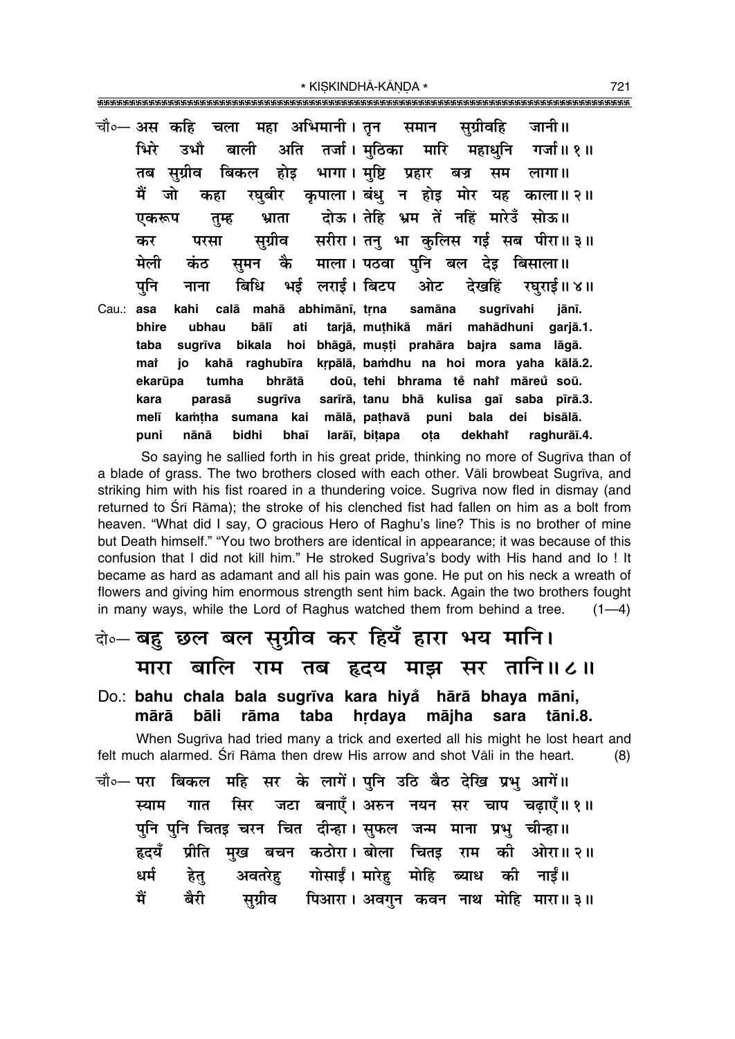चौ०— अस कहि चला महा अभिमानी। तृन समान सुग्रीवहि जानी॥
भिरे उभौ बाली अति तर्जा। मुठिका मारि महाधुनि गर्जा॥ १॥
तब सुग्रीव बिकल होइ भागा। मुष्टि प्रहार बज्र सम लागा॥
मैं जो कहा रघुबीर कृपाला। बंधु न होइ मोर यह काला॥ २॥
एकरूप तुम्ह भ्राता दोऊ। तेहि भ्रम तें नहिं मारेउँ सोऊ॥
कर परसा सुग्रीव सरीरा। तनु भा कुलिस गई सब पीरा॥ ३॥
मेली कंठ सुमन कै माला। पठवा पुनि बल देइ बिसाला॥
पुनि नाना बिधि भई लराई। बिटप ओट देखहिं रघुराई॥ ४॥

Cau.: asa kahi calā mahā abhimānī, tṛna samāna sugrīvahi jānī.
bhire ubhau bālī ati tarjā, muṭhikā māri mahādhuni garjā.1.
taba sugrīva bikala hoi bhāgā, muṣṭi prahāra bajra sama lāgā.
maiṁ jo kahā raghubīra kṛpālā, baṁdhu na hoi mora yaha kālā.2.
ekarūpa tumha bhrātā doū, tehi bhrama teṁ nahiṁ māreu soū.
kara parasā sugrīva sarīrā, tanu bhā kulisa gaī saba pīrā.3.
melī kaṁṭha sumana kai mālā, paṭhavā puni bala dei bisālā.
puni nānā bidhi bhaī larāī, biṭapa oṭa dekhahiṁ raghurāī.4.

So saying he sallied forth in his great pride, thinking no more of Sugrīva than of a blade of grass. The two brothers closed with each other. Vāli browbeat Sugrīva, and striking him with his fist roared in a thundering voice. Sugrīva now fled in dismay (and returned to Śrī Rāma); the stroke of his clenched fist had fallen on him as a bolt from heaven. "What did I say, O gracious Hero of Raghu's line? This is no brother of mine but Death himself." "You two brothers are identical in appearance; it was because of this confusion that I did not kill him." He stroked Sugrīva's body with His hand and lo ! It became as hard as adamant and all his pain was gone. He put on his neck a wreath of flowers and giving him enormous strength sent him back. Again the two brothers fought in many ways, while the Lord of Raghus watched them from behind a tree. (1—4)

दो०— बहु छल बल सुग्रीव कर हियँ हारा भय मानि।
मारा बालि राम तब हृदय माझ सर तानि॥ ८॥

Do.: bahu chala bala sugrīva kara hiyaṁ hārā bhaya māni,
mārā bāli rāma taba hṛdaya mājha sara tāni.8.

When Sugrīva had tried many a trick and exerted all his might he lost heart and felt much alarmed. Śrī Rāma then drew His arrow and shot Vāli in the heart. (8)

चौ०— परा बिकल महि सर के लागें। पुनि उठि बैठ देखि प्रभु आगें॥
स्याम गात सिर जटा बनाएँ। अरुन नयन सर चाप चढ़ाएँ॥ १॥
पुनि पुनि चितइ चरन चित दीन्हा। सुफल जन्म माना प्रभु चीन्हा॥
हृदयँ प्रीति मुख बचन कठोरा। बोला चितइ राम की ओरा॥ २॥
धर्म हेतु अवतरेहु गोसाईं। मारेहु मोहि ब्याध की नाईं॥
मैं बैरी सुग्रीव पिआरा। अवगुन कवन नाथ मोहि मारा॥ ३॥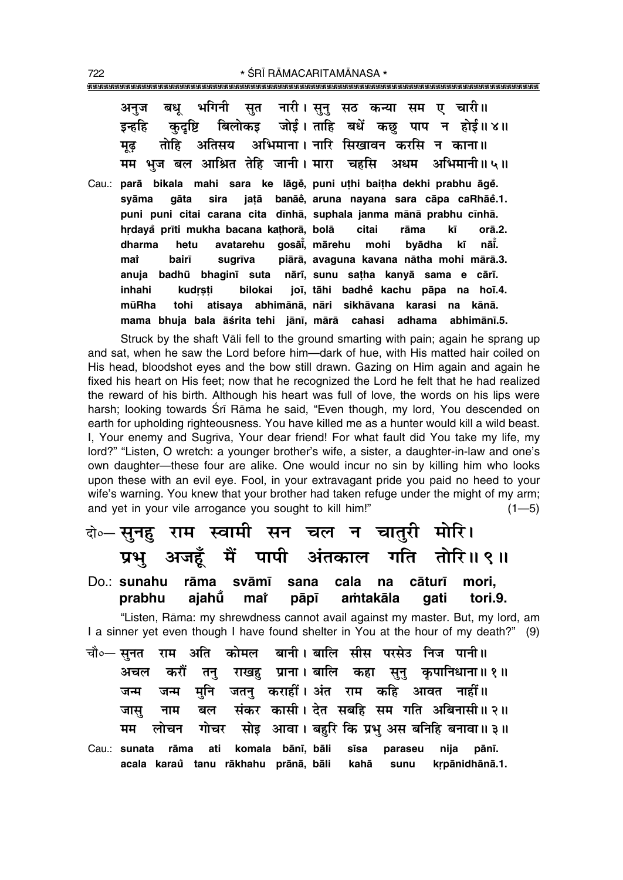अनुज बधू भगिनी सुत नारी। सुनु सठ कन्या सम ए चारी॥
इन्हहि कुदृष्टि बिलोकइ जोई। ताहि बधें कछु पाप न होई॥ ४॥
मूढ़ तोहि अतिसय अभिमाना। नारि सिखावन करसि न काना॥
मम भुज बल आश्रित तेहि जानी। मारा चहसि अधम अभिमानी॥ ५॥

Cau.: **parā bikala mahi sara ke lāgẽ, puni uṭhi baiṭha dekhi prabhu āgẽ.**
**syāma gāta sira jaṭā banāẽ, aruna nayana sara cāpa caRhāẽ.1.**
**puni puni citai carana cita dīnhā, suphala janma mānā prabhu cīnhā.**
**hṛdayå prīti mukha bacana kaṭhorā, bolā citai rāma kī orā.2.**
**dharma hetu avatarehu gosāĩ, mārehu mohi byādha kī nāĩ.**
**maĩ bairī sugrīva piārā, avaguna kavana nātha mohi mārā.3.**
**anuja badhū bhaginī suta nārī, sunu saṭha kanyā sama e cārī.**
**inhahi kudṛṣṭi bilokai joī, tāhi badhẽ kachu pāpa na hoī.4.**
**mūRha tohi atisaya abhimānā, nāri sikhāvana karasi na kānā.**
**mama bhuja bala āśrita tehi jānī, mārā cahasi adhama abhimānī.5.**

Struck by the shaft Vāli fell to the ground smarting with pain; again he sprang up and sat, when he saw the Lord before him—dark of hue, with His matted hair coiled on His head, bloodshot eyes and the bow still drawn. Gazing on Him again and again he fixed his heart on His feet; now that he recognized the Lord he felt that he had realized the reward of his birth. Although his heart was full of love, the words on his lips were harsh; looking towards Śrī Rāma he said, "Even though, my lord, You descended on earth for upholding righteousness. You have killed me as a hunter would kill a wild beast. I, Your enemy and Sugrīva, Your dear friend! For what fault did You take my life, my lord?" "Listen, O wretch: a younger brother's wife, a sister, a daughter-in-law and one's own daughter—these four are alike. One would incur no sin by killing him who looks upon these with an evil eye. Fool, in your extravagant pride you paid no heed to your wife's warning. You knew that your brother had taken refuge under the might of my arm; and yet in your vile arrogance you sought to kill him!" (1—5)

दो०— सुनहु राम स्वामी सन चल न चातुरी मोरि।
प्रभु अजहूँ मैं पापी अंतकाल गति तोरि॥ ९॥

Do.: **sunahu rāma svāmī sana cala na cāturī mori,**
**prabhu ajahũ maĩ pāpī aṁtakāla gati tori.9.**

"Listen, Rāma: my shrewdness cannot avail against my master. But, my lord, am I a sinner yet even though I have found shelter in You at the hour of my death?" (9)

चौ०— सुनत राम अति कोमल बानी। बालि सीस परसेउ निज पानी॥
अचल करौं तनु राखहु प्राना। बालि कहा सुनु कृपानिधाना॥ १॥
जन्म जन्म मुनि जतनु कराहीं। अंत राम कहि आवत नाहीं॥
जासु नाम बल संकर कासी। देत सबहि सम गति अबिनासी॥ २॥
मम लोचन गोचर सोइ आवा। बहुरि कि प्रभु अस बनिहि बनावा॥ ३॥

Cau.: **sunata rāma ati komala bānī, bāli sīsa paraseu nija pānī.**
**acala karaũ tanu rākhahu prānā, bāli kahā sunu kṛpānidhānā.1.**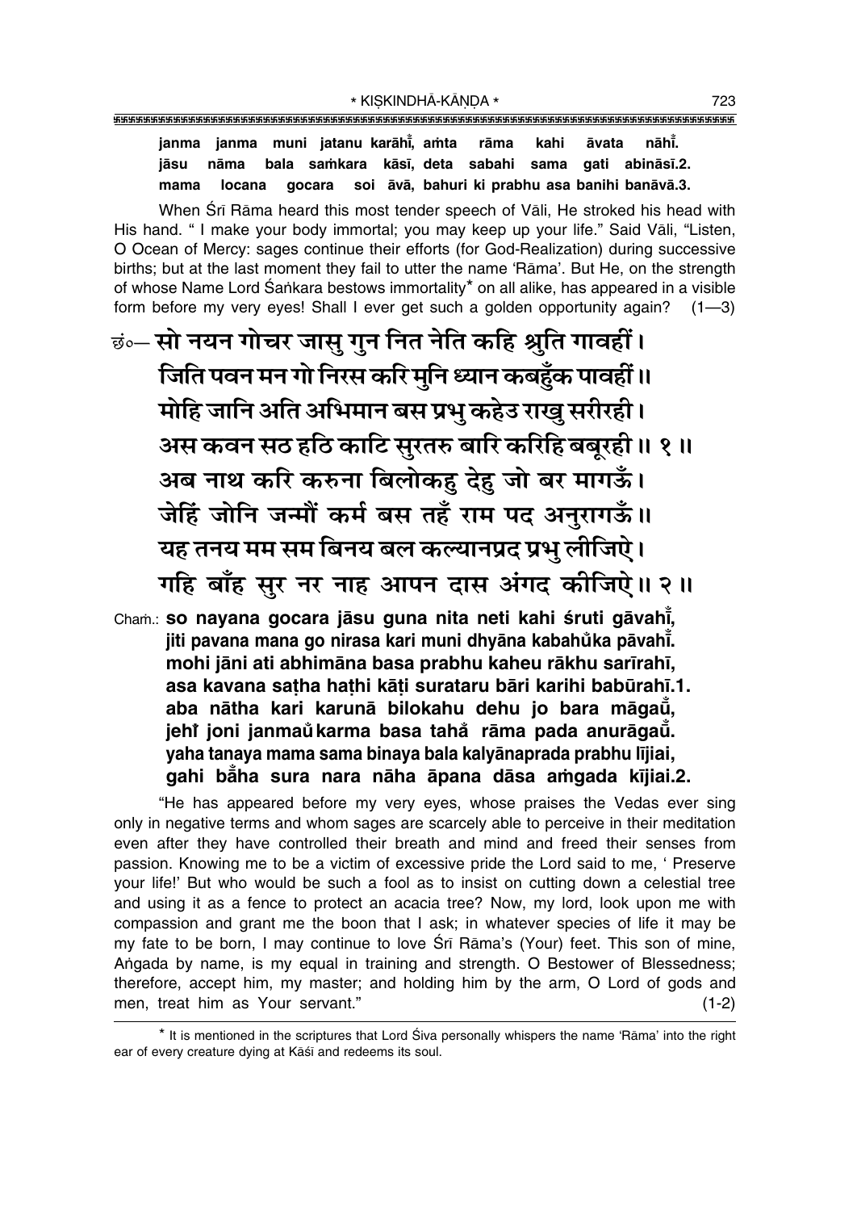**janma janma muni jatanu karāhı̐, aṁta rāma kahi āvata nāhı̐.**
**jāsu nāma bala saṁkara kāsī, deta sabahi sama gati abināsī.2.**
**mama locana gocara soi āvā, bahuri ki prabhu asa banihi banāvā.3.**

When Śrī Rāma heard this most tender speech of Vāli, He stroked his head with His hand. " I make your body immortal; you may keep up your life." Said Vāli, "Listen, O Ocean of Mercy: sages continue their efforts (for God-Realization) during successive births; but at the last moment they fail to utter the name 'Rāma'. But He, on the strength of whose Name Lord Śaṅkara bestows immortality* on all alike, has appeared in a visible form before my very eyes! Shall I ever get such a golden opportunity again? (1—3)

छं०— सो नयन गोचर जासु गुन नित नेति कहि श्रुति गावहीं।
जिति पवन मन गो निरस करि मुनि ध्यान कबहुँक पावहीं॥
मोहि जानि अति अभिमान बस प्रभु कहेउ राखु सरीरही।
अस कवन सठ हठि काटि सुरतरु बारि करिहि बबूरही॥ १॥
अब नाथ करि करुना बिलोकहु देहु जो बर मागऊँ।
जेहिं जोनि जन्मौं कर्म बस तहँ राम पद अनुरागऊँ॥
यह तनय मम सम बिनय बल कल्यानप्रद प्रभु लीजिऐ।
गहि बाँह सुर नर नाह आपन दास अंगद कीजिऐ॥ २॥

Chaṁ.: **so nayana gocara jāsu guna nita neti kahi śruti gāvahı̐,**
**jiti pavana mana go nirasa kari muni dhyāna kabahuँka pāvahı̐.**
**mohi jāni ati abhimāna basa prabhu kaheu rākhu sarīrahī,**
**asa kavana saṭha haṭhi kāṭi surataru bāri karihi babūrahī.1.**
**aba nātha kari karunā bilokahu dehu jo bara māgaū̐,**
**jehı̐ joni janmau̐ karma basa tahȁ rāma pada anurāgaū̐.**
**yaha tanaya mama sama binaya bala kalyānaprada prabhu lījiai,**
**gahi bȁha sura nara nāha āpana dāsa aṁgada kījiai.2.**

"He has appeared before my very eyes, whose praises the Vedas ever sing only in negative terms and whom sages are scarcely able to perceive in their meditation even after they have controlled their breath and mind and freed their senses from passion. Knowing me to be a victim of excessive pride the Lord said to me, ' Preserve your life!' But who would be such a fool as to insist on cutting down a celestial tree and using it as a fence to protect an acacia tree? Now, my lord, look upon me with compassion and grant me the boon that I ask; in whatever species of life it may be my fate to be born, I may continue to love Śrī Rāma's (Your) feet. This son of mine, Aṅgada by name, is my equal in training and strength. O Bestower of Blessedness; therefore, accept him, my master; and holding him by the arm, O Lord of gods and men, treat him as Your servant." (1-2)

---

* It is mentioned in the scriptures that Lord Śiva personally whispers the name 'Rāma' into the right ear of every creature dying at Kāśī and redeems its soul.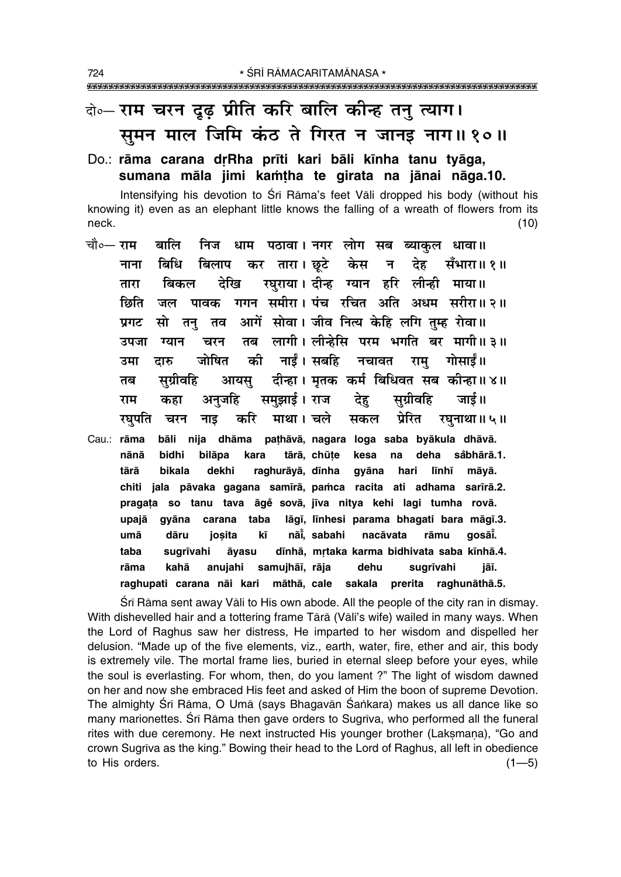दो०— राम चरन दृढ़ प्रीति करि बालि कीन्ह तनु त्याग।
सुमन माल जिमि कंठ ते गिरत न जानइ नाग॥ १०॥

Do.: **rāma carana dṛRha prīti kari bāli kīnha tanu tyāga,**
**sumana māla jimi kaṁṭha te girata na jānai nāga.10.**

Intensifying his devotion to Śrī Rāma's feet Vāli dropped his body (without his knowing it) even as an elephant little knows the falling of a wreath of flowers from its neck. (10)

चौ०— राम बालि निज धाम पठावा। नगर लोग सब ब्याकुल धावा॥
नाना बिधि बिलाप कर तारा। छूटे केस न देह सँभारा॥ १॥
तारा बिकल देखि रघुराया। दीन्ह ग्यान हरि लीन्ही माया॥
छिति जल पावक गगन समीरा। पंच रचित अति अधम सरीरा॥ २॥
प्रगट सो तनु तव आगें सोवा। जीव नित्य केहि लगि तुम्ह रोवा॥
उपजा ग्यान चरन तब लागी। लीन्हेसि परम भगति बर मागी॥ ३॥
उमा दारु जोषित की नाईं। सबहि नचावत रामु गोसाईं॥
तब सुग्रीवहि आयसु दीन्हा। मृतक कर्म बिधिवत सब कीन्हा॥ ४॥
राम कहा अनुजहि समुझाई। राज देहु सुग्रीवहि जाई॥
रघुपति चरन नाइ करि माथा। चले सकल प्रेरित रघुनाथा॥ ५॥

Cau.: **rāma bāli nija dhāma paṭhāvā, nagara loga saba byākula dhāvā.**
**nānā bidhi bilāpa kara tārā, chūṭe kesa na deha saḿbhārā.1.**
**tārā bikala dekhi raghurāyā, dīnha gyāna hari līnhī māyā.**
**chiti jala pāvaka gagana samīrā, paṁca racita ati adhama sarīrā.2.**
**pragaṭa so tanu tava āgeṁ sovā, jīva nitya kehi lagi tumha rovā.**
**upajā gyāna carana taba lāgī, līnhesi parama bhagati bara māgī.3.**
**umā dāru joṣita kī nāīṁ, sabahi nacāvata rāmu gosāīṁ.**
**taba sugrīvahi āyasu dīnhā, mṛtaka karma bidhivata saba kīnhā.4.**
**rāma kahā anujahi samujhāī, rāja dehu sugrīvahi jāī.**
**raghupati carana nāi kari māthā, cale sakala prerita raghunāthā.5.**

Śrī Rāma sent away Vāli to His own abode. All the people of the city ran in dismay. With dishevelled hair and a tottering frame Tārā (Vāli's wife) wailed in many ways. When the Lord of Raghus saw her distress, He imparted to her wisdom and dispelled her delusion. "Made up of the five elements, viz., earth, water, fire, ether and air, this body is extremely vile. The mortal frame lies, buried in eternal sleep before your eyes, while the soul is everlasting. For whom, then, do you lament ?" The light of wisdom dawned on her and now she embraced His feet and asked of Him the boon of supreme Devotion. The almighty Śrī Rāma, O Umā (says Bhagavān Śaṅkara) makes us all dance like so many marionettes. Śrī Rāma then gave orders to Sugrīva, who performed all the funeral rites with due ceremony. He next instructed His younger brother (Lakṣmaṇa), "Go and crown Sugrīva as the king." Bowing their head to the Lord of Raghus, all left in obedience to His orders. (1—5)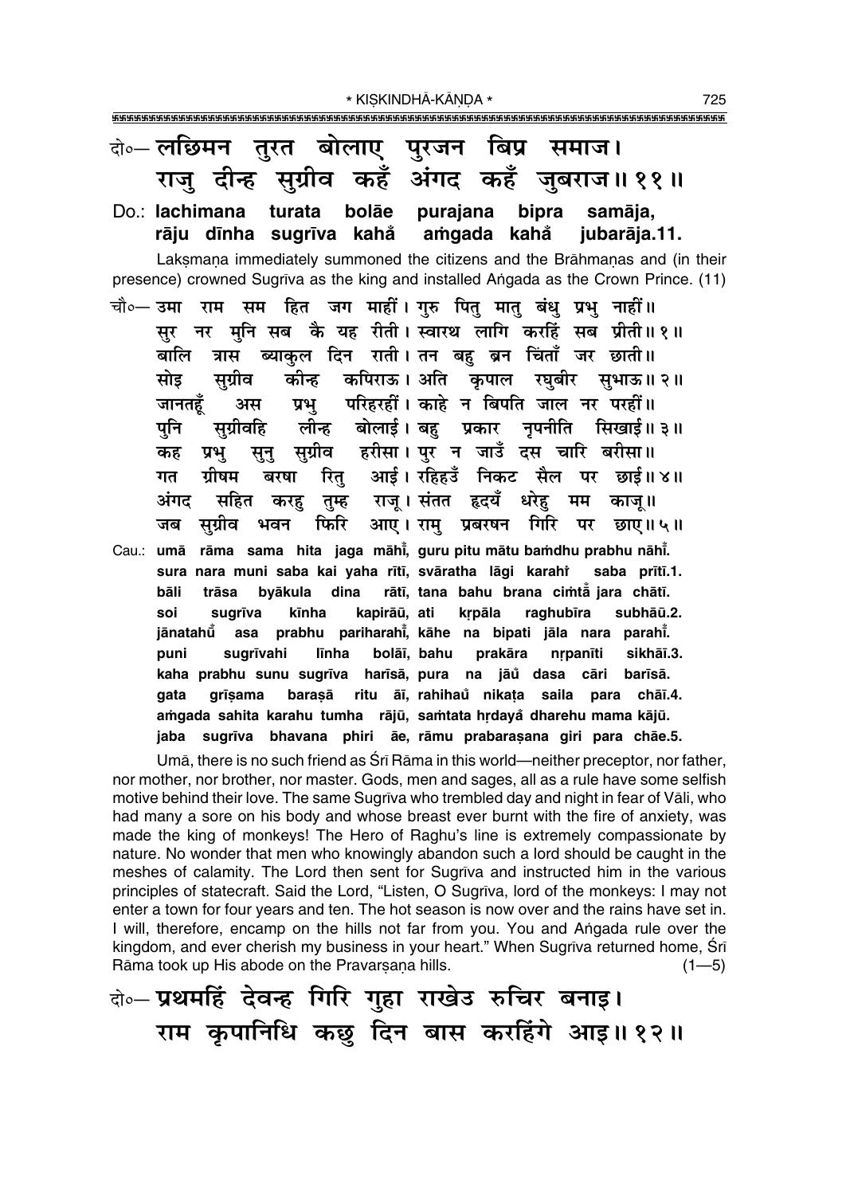दो०— लछिमन तुरत बोलाए पुरजन बिप्र समाज।
राजु दीन्ह सुग्रीव कहँ अंगद कहँ जुबराज॥ ११॥

Do.: **lachimana turata bolāe purajana bipra samāja,**
**rāju dīnha sugrīva kahå̐ aṁgada kahå̐ jubarāja.11.**

Lakṣmaṇa immediately summoned the citizens and the Brāhmaṇas and (in their presence) crowned Sugrīva as the king and installed Aṅgada as the Crown Prince. (11)

चौ०— उमा राम सम हित जग माहीं। गुरु पितु मातु बंधु प्रभु नाहीं॥
सुर नर मुनि सब कै यह रीती। स्वारथ लागि करहिं सब प्रीती॥ १॥
बालि त्रास ब्याकुल दिन राती। तन बहु ब्रन चिंताँ जर छाती॥
सोइ सुग्रीव कीन्ह कपिराऊ। अति कृपाल रघुबीर सुभाऊ॥ २॥
जानतहूँ अस प्रभु परिहरहीं। काहे न बिपति जाल नर परहीं॥
पुनि सुग्रीवहि लीन्ह बोलाई। बहु प्रकार नृपनीति सिखाई॥ ३॥
कह प्रभु सुनु सुग्रीव हरीसा। पुर न जाउँ दस चारि बरीसा॥
गत ग्रीषम बरषा रितु आई। रहिहउँ निकट सैल पर छाई॥ ४॥
अंगद सहित करहु तुम्ह राजू। संतत हृदयँ धरेहु मम काजू॥
जब सुग्रीव भवन फिरि आए। रामु प्रबरषन गिरि पर छाए॥ ५॥

Cau.: **umā rāma sama hita jaga māhī̐, guru pitu mātu baṁdhu prabhu nāhī̐.**
**sura nara muni saba kai yaha rītī, svāratha lāgi karahī̐ saba prītī.1.**
**bāli trāsa byākula dina rātī, tana bahu brana ciṁtā̐ jara chātī.**
**soi sugrīva kīnha kapirāū, ati kṛpāla raghubīra subhāū.2.**
**jānatahū̐ asa prabhu pariharahī̐, kāhe na bipati jāla nara parahī̐.**
**puni sugrīvahi līnha bolāī, bahu prakāra nṛpanīti sikhāī.3.**
**kaha prabhu sunu sugrīva harīsā, pura na jāu̐ dasa cāri barīsā.**
**gata grīṣama baraṣā ritu āī, rahihau̐ nikaṭa saila para chāī.4.**
**aṁgada sahita karahu tumha rājū, saṁtata hṛdayå̐ dharehu mama kājū.**
**jaba sugrīva bhavana phiri āe, rāmu prabaraṣana giri para chāe.5.**

Umā, there is no such friend as Śrī Rāma in this world—neither preceptor, nor father, nor mother, nor brother, nor master. Gods, men and sages, all as a rule have some selfish motive behind their love. The same Sugrīva who trembled day and night in fear of Vāli, who had many a sore on his body and whose breast ever burnt with the fire of anxiety, was made the king of monkeys! The Hero of Raghu's line is extremely compassionate by nature. No wonder that men who knowingly abandon such a lord should be caught in the meshes of calamity. The Lord then sent for Sugrīva and instructed him in the various principles of statecraft. Said the Lord, "Listen, O Sugrīva, lord of the monkeys: I may not enter a town for four years and ten. The hot season is now over and the rains have set in. I will, therefore, encamp on the hills not far from you. You and Aṅgada rule over the kingdom, and ever cherish my business in your heart." When Sugrīva returned home, Śrī Rāma took up His abode on the Pravarṣaṇa hills. (1—5)

दो०— प्रथमहिं देवन्ह गिरि गुहा राखेउ रुचिर बनाइ।
राम कृपानिधि कछु दिन बास करहिंगे आइ॥ १२॥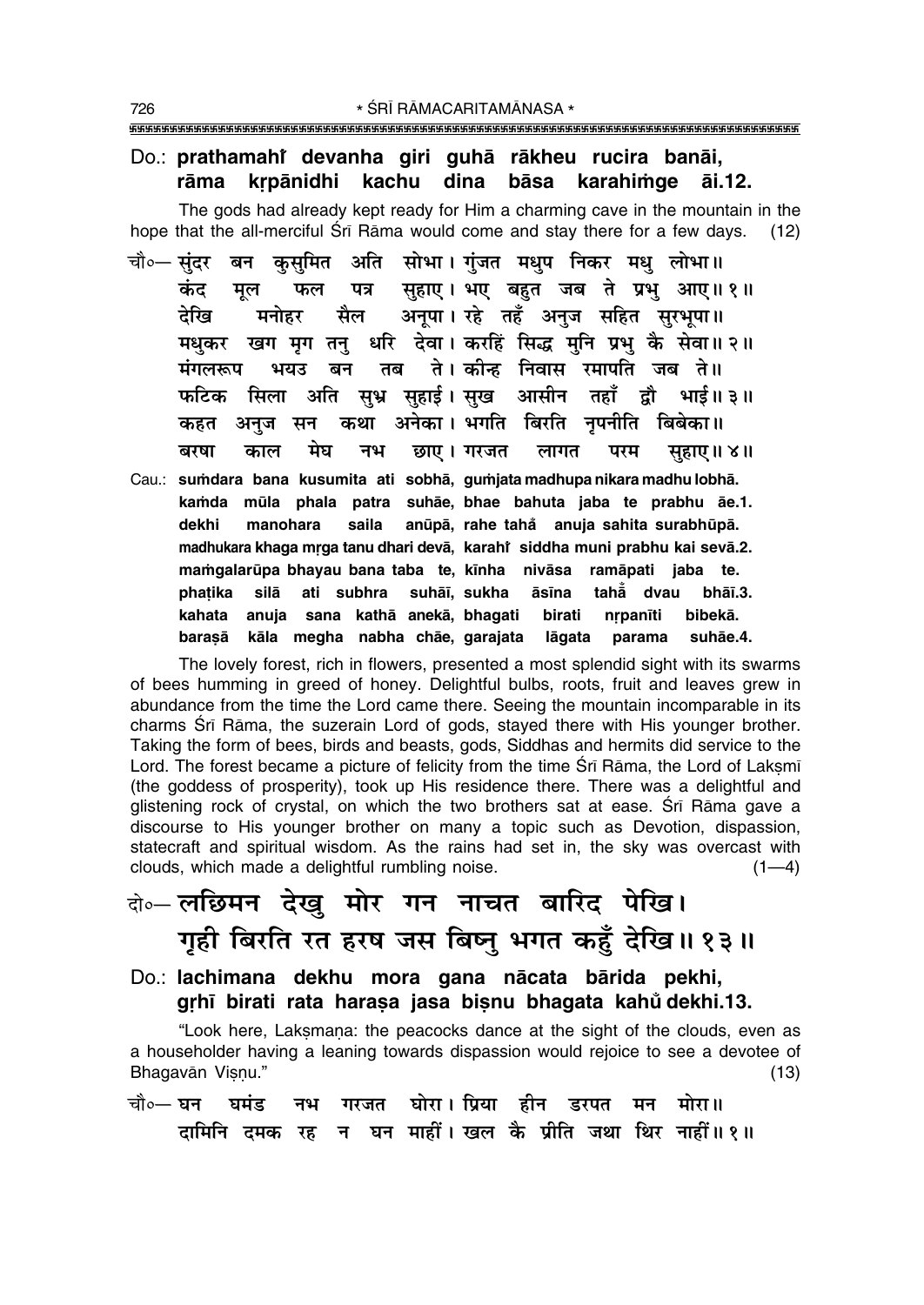Do.: **prathamahi̐ devanha giri guhā rākheu rucira banāi, rāma kṛpānidhi kachu dina bāsa karahiṁge āi.12.**

The gods had already kept ready for Him a charming cave in the mountain in the hope that the all-merciful Śrī Rāma would come and stay there for a few days. (12)

चौ०— सुंदर बन कुसुमित अति सोभा। गुंजत मधुप निकर मधु लोभा॥
कंद मूल फल पत्र सुहाए। भए बहुत जब ते प्रभु आए॥ १॥
देखि मनोहर सैल अनूपा। रहे तहँ अनुज सहित सुरभूपा॥
मधुकर खग मृग तनु धरि देवा। करहिं सिद्ध मुनि प्रभु कै सेवा॥ २॥
मंगलरूप भयउ बन तब ते। कीन्ह निवास रमापति जब ते॥
फटिक सिला अति सुभ्र सुहाई। सुख आसीन तहाँ द्वौ भाई॥ ३॥
कहत अनुज सन कथा अनेका। भगति बिरति नृपनीति बिबेका॥
बरषा काल मेघ नभ छाए। गरजत लागत परम सुहाए॥ ४॥

Cau.: **suṁdara bana kusumita ati sobhā, guṁjata madhupa nikara madhu lobhā.**
**kaṁda mūla phala patra suhāe, bhae bahuta jaba te prabhu āe.1.**
**dekhi manohara saila anūpā, rahe tahå̐ anuja sahita surabhūpā.**
**madhukara khaga mṛga tanu dhari devā, karahi̐ siddha muni prabhu kai sevā.2.**
**maṁgalarūpa bhayau bana taba te, kīnha nivāsa ramāpati jaba te.**
**phaṭika silā ati subhra suhāī, sukha āsīna tahā̐ dvau bhāī.3.**
**kahata anuja sana kathā anekā, bhagati birati nṛpanīti bibekā.**
**baraṣā kāla megha nabha chāe, garajata lāgata parama suhāe.4.**

The lovely forest, rich in flowers, presented a most splendid sight with its swarms of bees humming in greed of honey. Delightful bulbs, roots, fruit and leaves grew in abundance from the time the Lord came there. Seeing the mountain incomparable in its charms Śrī Rāma, the suzerain Lord of gods, stayed there with His younger brother. Taking the form of bees, birds and beasts, gods, Siddhas and hermits did service to the Lord. The forest became a picture of felicity from the time Śrī Rāma, the Lord of Lakṣmī (the goddess of prosperity), took up His residence there. There was a delightful and glistening rock of crystal, on which the two brothers sat at ease. Śrī Rāma gave a discourse to His younger brother on many a topic such as Devotion, dispassion, statecraft and spiritual wisdom. As the rains had set in, the sky was overcast with clouds, which made a delightful rumbling noise. (1—4)

दो०— लछिमन देखु मोर गन नाचत बारिद पेखि।
गृही बिरति रत हरष जस बिष्नु भगत कहुँ देखि॥ १३॥

Do.: **lachimana dekhu mora gana nācata bārida pekhi, gṛhī birati rata haraṣa jasa biṣnu bhagata kahů̐ dekhi.13.**

"Look here, Lakṣmaṇa: the peacocks dance at the sight of the clouds, even as a householder having a leaning towards dispassion would rejoice to see a devotee of Bhagavān Viṣṇu." (13)

चौ०— घन घमंड नभ गरजत घोरा। प्रिया हीन डरपत मन मोरा॥
दामिनि दमक रह न घन माहीं। खल कै प्रीति जथा थिर नाहीं॥ १॥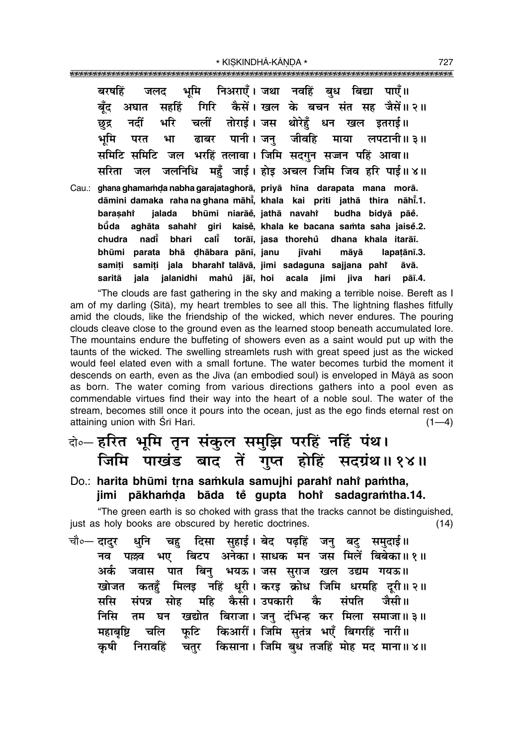बरषहिं जलद भूमि निअराएँ। जथा नवहिं बुध बिद्या पाएँ॥
बूँद अघात सहहिं गिरि कैसें। खल के बचन संत सह जैसें॥ २॥
छुद्र नदीं भरि चलीं तोराई। जस थोरेहुँ धन खल इतराई॥
भूमि परत भा ढाबर पानी। जनु जीवहि माया लपटानी॥ ३॥
समिटि समिटि जल भरहिं तलावा। जिमि सदगुन सज्जन पहिं आवा॥
सरिता जल जलनिधि महुँ जाई। होइ अचल जिमि जिव हरि पाई॥ ४॥

Cau.: **ghana ghamamḍa nabha garajataghorā, priyā hīna darapata mana morā.**
**dāmini damaka raha na ghana māhī̐, khala kai prīti jathā thira nāhī̐.1.**
**baraṣahiṁ jalada bhūmi niarāe̐, jathā navahiṁ budha bidyā pāe̐.**
**bū̐da aghāta sahahiṁ giri kaisė̐, khala ke bacana saṁta saha jaisė̐.2.**
**chudra nadī̐ bhari calī̐ torāī, jasa thorehu̐ dhana khala itarāī.**
**bhūmi parata bhā ḍhābara pānī, janu jīvahi māyā lapaṭānī.3.**
**samiṭi samiṭi jala bharahiṁ talāvā, jimi sadaguna sajjana pahiṁ āvā.**
**saritā jala jalanidhi mahu̐ jāī, hoi acala jimi jiva hari pāī.4.**

"The clouds are fast gathering in the sky and making a terrible noise. Bereft as I am of my darling (Sītā), my heart trembles to see all this. The lightning flashes fitfully amid the clouds, like the friendship of the wicked, which never endures. The pouring clouds cleave close to the ground even as the learned stoop beneath accumulated lore. The mountains endure the buffeting of showers even as a saint would put up with the taunts of the wicked. The swelling streamlets rush with great speed just as the wicked would feel elated even with a small fortune. The water becomes turbid the moment it descends on earth, even as the Jīva (an embodied soul) is enveloped in Māyā as soon as born. The water coming from various directions gathers into a pool even as commendable virtues find their way into the heart of a noble soul. The water of the stream, becomes still once it pours into the ocean, just as the ego finds eternal rest on attaining union with Śrī Hari. (1—4)

दो०— हरित भूमि तृन संकुल समुझि परहिं नहिं पंथ।
जिमि पाखंड बाद तें गुप्त होहिं सदग्रंथ॥ १४॥

Do.: **harita bhūmi tṛna saṁkula samujhi parahiṁ nahiṁ paṁtha,**
**jimi pākhaṁḍa bāda tė̐ gupta hohiṁ sadagraṁtha.14.**

"The green earth is so choked with grass that the tracks cannot be distinguished, just as holy books are obscured by heretic doctrines. (14)

चौ०— दादुर धुनि चहु दिसा सुहाई। बेद पढ़हिं जनु बटु समुदाई॥
नव पल्लव भए बिटप अनेका। साधक मन जस मिलें बिबेका॥ १॥
अर्क जवास पात बिनु भयऊ। जस सुराज खल उद्यम गयऊ॥
खोजत कतहुँ मिलइ नहिं धूरी। करइ क्रोध जिमि धरमहि दूरी॥ २॥
ससि संपन्न सोह महि कैसी। उपकारी कै संपति जैसी॥
निसि तम घन खद्योत बिराजा। जनु दंभिन्ह कर मिला समाजा॥ ३॥
महाबृष्टि चलि फूटि किआरीं। जिमि सुतंत्र भएँ बिगरहिं नारीं॥
कृषी निरावहिं चतुर किसाना। जिमि बुध तजहिं मोह मद माना॥ ४॥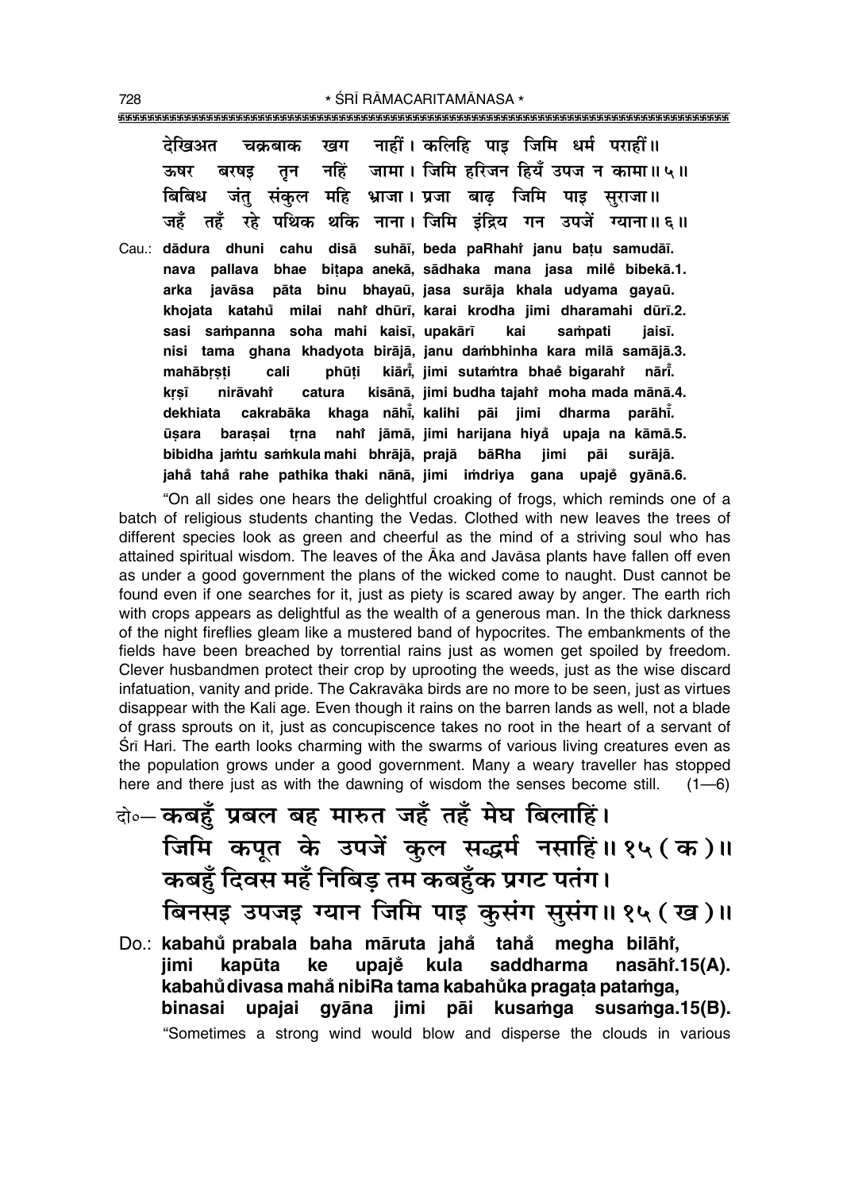देखिअत चक्रबाक खग नाहीं। कलिहि पाइ जिमि धर्म पराहीं॥
ऊषर बरषइ तृन नहिं जामा। जिमि हरिजन हियँ उपज न कामा॥५॥
बिबिध जंतु संकुल महि भ्राजा। प्रजा बाढ़ जिमि पाइ सुराजा॥
जहँ तहँ रहे पथिक थकि नाना। जिमि इंद्रिय गन उपजें ग्याना॥६॥

Cau.: **dādura dhuni cahu disā suhāī, beda paRhahiṁ janu baṭu samudāī.**
**nava pallava bhae biṭapa anekā, sādhaka mana jasa mileṁ bibekā.1.**
**arka javāsa pāta binu bhayaū, jasa surāja khala udyama gayaū.**
**khojata katahu̐ milai nahiṁ dhūrī, karai krodha jimi dharamahi dūrī.2.**
**sasi saṁpanna soha mahi kaisī, upakārī kai saṁpati jaisī.**
**nisi tama ghana khadyota birājā, janu daṁbhinha kara milā samājā.3.**
**mahābṛṣṭi cali phūṭi kiārī̐, jimi sutaṁtra bhae̐ bigarahiṁ nārī̐.**
**kṛṣī nirāvahiṁ catura kisānā, jimi budha tajahiṁ moha mada mānā.4.**
**dekhiata cakrabāka khaga nāhī̐, kalihi pāi jimi dharma parāhī̐.**
**ūṣara baraṣai tṛna nahiṁ jāmā, jimi harijana hiyā̐ upaja na kāmā.5.**
**bibidha jaṁtu saṁkula mahi bhrājā, prajā bāRha jimi pāi surājā.**
**jaha̐ taha̐ rahe pathika thaki nānā, jimi iṁdriya gana upaje̐ gyānā.6.**

"On all sides one hears the delightful croaking of frogs, which reminds one of a batch of religious students chanting the Vedas. Clothed with new leaves the trees of different species look as green and cheerful as the mind of a striving soul who has attained spiritual wisdom. The leaves of the Āka and Javāsa plants have fallen off even as under a good government the plans of the wicked come to naught. Dust cannot be found even if one searches for it, just as piety is scared away by anger. The earth rich with crops appears as delightful as the wealth of a generous man. In the thick darkness of the night fireflies gleam like a mustered band of hypocrites. The embankments of the fields have been breached by torrential rains just as women get spoiled by freedom. Clever husbandmen protect their crop by uprooting the weeds, just as the wise discard infatuation, vanity and pride. The Cakravāka birds are no more to be seen, just as virtues disappear with the Kali age. Even though it rains on the barren lands as well, not a blade of grass sprouts on it, just as concupiscence takes no root in the heart of a servant of Śrī Hari. The earth looks charming with the swarms of various living creatures even as the population grows under a good government. Many a weary traveller has stopped here and there just as with the dawning of wisdom the senses become still. (1—6)

दो०— **कबहुँ प्रबल बह मारुत जहँ तहँ मेघ बिलाहिं।**
**जिमि कपूत के उपजें कुल सद्धर्म नसाहिं॥१५(क)॥**
**कबहुँ दिवस महँ निबिड़ तम कबहुँक प्रगट पतंग।**
**बिनसइ उपजइ ग्यान जिमि पाइ कुसंग सुसंग॥१५(ख)॥**

Do.: **kabahu̐ prabala baha māruta jaha̐ taha̐ megha bilāhiṁ,**
**jimi kapūta ke upaje̐ kula saddharma nasāhiṁ.15(A).**
**kabahu̐ divasa maha̐ nibiRa tama kabahu̐ka pragaṭa pataṁga,**
**binasai upajai gyāna jimi pāi kusaṁga susaṁga.15(B).**

"Sometimes a strong wind would blow and disperse the clouds in various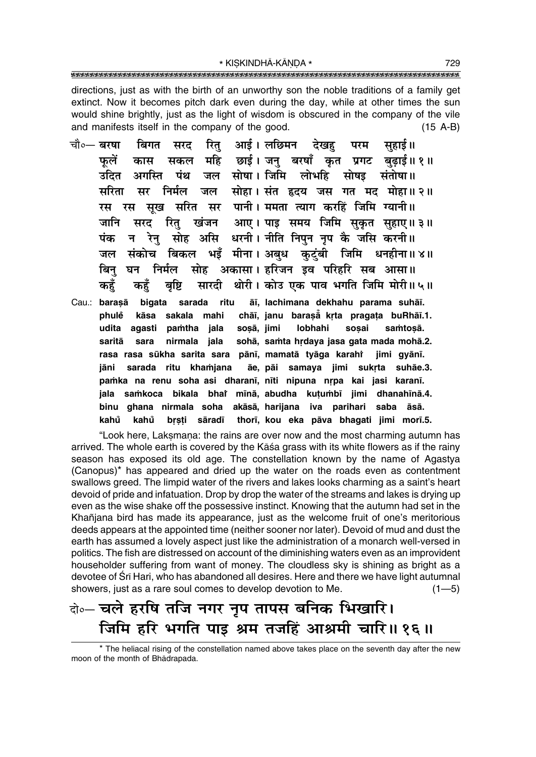directions, just as with the birth of an unworthy son the noble traditions of a family get extinct. Now it becomes pitch dark even during the day, while at other times the sun would shine brightly, just as the light of wisdom is obscured in the company of the vile and manifests itself in the company of the good. (15 A-B)

चौ०— बरषा बिगत सरद रितु आई। लछिमन देखहु परम सुहाई॥
फूलें कास सकल महि छाई। जनु बरषाँ कृत प्रगट बुढ़ाई॥ १॥
उदित अगस्ति पंथ जल सोषा। जिमि लोभहि सोषइ संतोषा॥
सरिता सर निर्मल जल सोहा। संत हृदय जस गत मद मोहा॥ २॥
रस रस सूख सरित सर पानी। ममता त्याग करहिं जिमि ग्यानी॥
जानि सरद रितु खंजन आए। पाइ समय जिमि सुकृत सुहाए॥ ३॥
पंक न रेनु सोह असि धरनी। नीति निपुन नृप कै जसि करनी॥
जल संकोच बिकल भइँ मीना। अबुध कुटुंबी जिमि धनहीना॥ ४॥
बिनु घन निर्मल सोह अकासा। हरिजन इव परिहरि सब आसा॥
कहुँ कहुँ बृष्टि सारदी थोरी। कोउ एक पाव भगति जिमि मोरी॥ ५॥

Cau.: baraṣā bigata sarada ritu āī, lachimana dekhahu parama suhāī.
phuleṁ kāsa sakala mahi chāī, janu baraṣā̃ kṛta pragaṭa buRhāī.1.
udita agasti paṁtha jala soṣā, jimi lobhahi soṣai saṁtoṣā.
saritā sara nirmala jala sohā, saṁta hṛdaya jasa gata mada mohā.2.
rasa rasa sūkha sarita sara pānī, mamatā tyāga karahiṁ jimi gyānī.
jāni sarada ritu khaṁjana āe, pāi samaya jimi sukṛta suhāe.3.
paṁka na renu soha asi dharanī, nīti nipuna nṛpa kai jasi karanī.
jala saṁkoca bikala bhaïṁ mīnā, abudha kuṭuṁbī jimi dhanahīnā.4.
binu ghana nirmala soha akāsā, harijana iva parihari saba āsā.
kahũ kahũ bṛṣṭi sāradī thorī, kou eka pāva bhagati jimi morī.5.

"Look here, Lakṣmaṇa: the rains are over now and the most charming autumn has arrived. The whole earth is covered by the Kāśa grass with its white flowers as if the rainy season has exposed its old age. The constellation known by the name of Agastya (Canopus)* has appeared and dried up the water on the roads even as contentment swallows greed. The limpid water of the rivers and lakes looks charming as a saint's heart devoid of pride and infatuation. Drop by drop the water of the streams and lakes is drying up even as the wise shake off the possessive instinct. Knowing that the autumn had set in the Khañjana bird has made its appearance, just as the welcome fruit of one's meritorious deeds appears at the appointed time (neither sooner nor later). Devoid of mud and dust the earth has assumed a lovely aspect just like the administration of a monarch well-versed in politics. The fish are distressed on account of the diminishing waters even as an improvident householder suffering from want of money. The cloudless sky is shining as bright as a devotee of Śrī Hari, who has abandoned all desires. Here and there we have light autumnal showers, just as a rare soul comes to develop devotion to Me. (1—5)

दो०— चले हरषि तजि नगर नृप तापस बनिक भिखारि।
जिमि हरि भगति पाइ श्रम तजहिं आश्रमी चारि॥ १६॥

* The heliacal rising of the constellation named above takes place on the seventh day after the new moon of the month of Bhādrapada.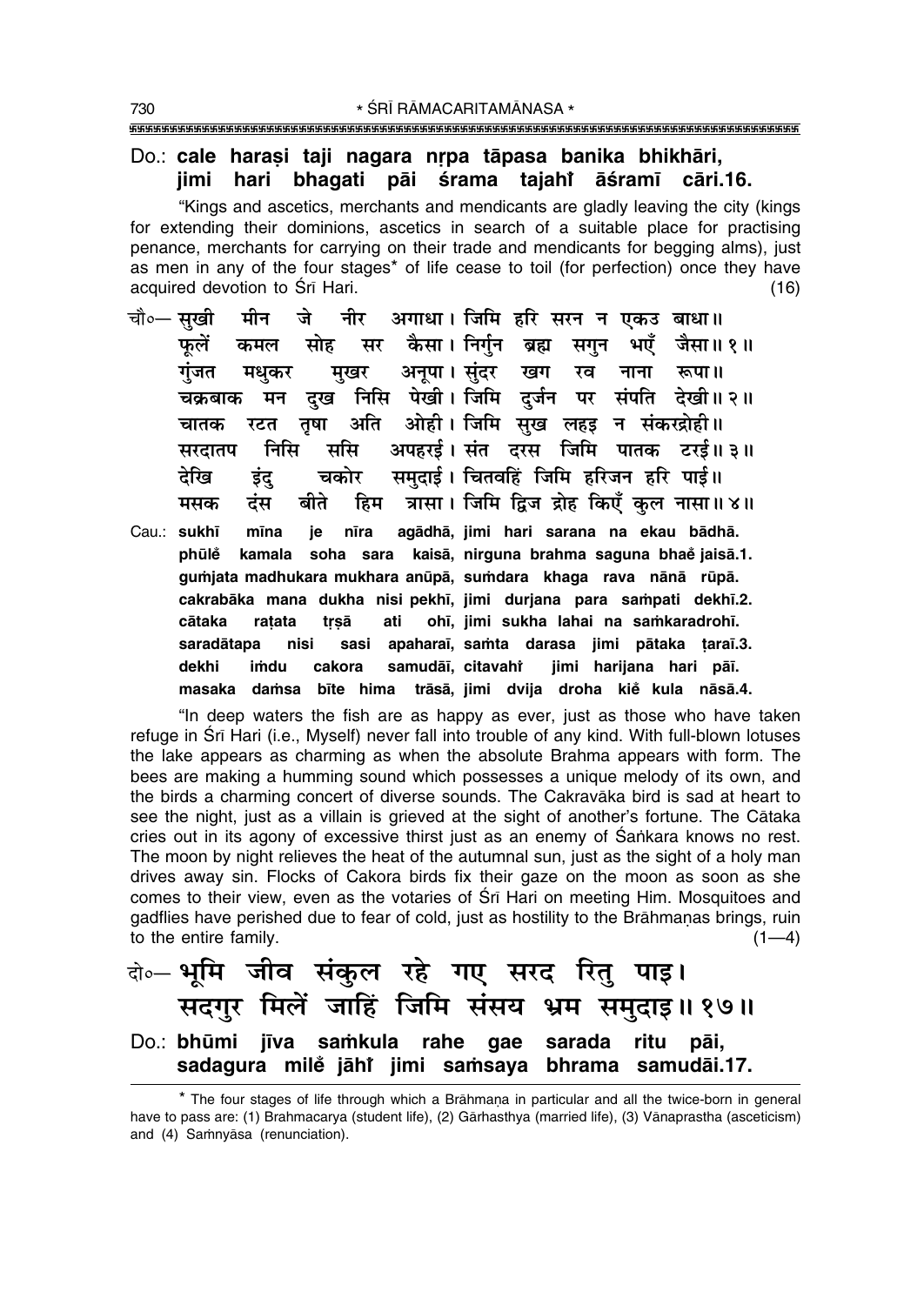Do.: **cale haraṣi taji nagara nṛpa tāpasa banika bhikhāri, jimi hari bhagati pāi śrama tajahĩ āśramī cāri.16.**

"Kings and ascetics, merchants and mendicants are gladly leaving the city (kings for extending their dominions, ascetics in search of a suitable place for practising penance, merchants for carrying on their trade and mendicants for begging alms), just as men in any of the four stages* of life cease to toil (for perfection) once they have acquired devotion to Śrī Hari. (16)

चौ०— सुखी मीन जे नीर अगाधा। जिमि हरि सरन न एकउ बाधा॥
फूलें कमल सोह सर कैसा। निर्गुन ब्रह्म सगुन भएँ जैसा॥ १॥
गुंजत मधुकर मुखर अनूपा। सुंदर खग रव नाना रूपा॥
चक्रबाक मन दुख निसि पेखी। जिमि दुर्जन पर संपति देखी॥ २॥
चातक रटत तृषा अति ओही। जिमि सुख लहइ न संकरद्रोही॥
सरदातप निसि ससि अपहरई। संत दरस जिमि पातक टरई॥ ३॥
देखि इंदु चकोर समुदाई। चितवहिं जिमि हरिजन हरि पाई॥
मसक दंस बीते हिम त्रासा। जिमि द्विज द्रोह किएँ कुल नासा॥ ४॥

Cau.: **sukhī mīna je nīra agādhā, jimi hari sarana na ekau bādhā.
phūlẽ kamala soha sara kaisā, nirguna brahma saguna bhaẽ jaisā.1.
guṁjata madhukara mukhara anūpā, suṁdara khaga rava nānā rūpā.
cakrabāka mana dukha nisi pekhī, jimi durjana para saṁpati dekhī.2.
cātaka raṭata tṛṣā ati ohī, jimi sukha lahai na saṁkaradrohī.
saradātapa nisi sasi apaharaī, saṁta darasa jimi pātaka ṭaraī.3.
dekhi iṁdu cakora samudāī, citavahĩ jimi harijana hari pāī.
masaka daṁsa bīte hima trāsā, jimi dvija droha kiẽ kula nāsā.4.**

"In deep waters the fish are as happy as ever, just as those who have taken refuge in Śrī Hari (i.e., Myself) never fall into trouble of any kind. With full-blown lotuses the lake appears as charming as when the absolute Brahma appears with form. The bees are making a humming sound which possesses a unique melody of its own, and the birds a charming concert of diverse sounds. The Cakravāka bird is sad at heart to see the night, just as a villain is grieved at the sight of another's fortune. The Cātaka cries out in its agony of excessive thirst just as an enemy of Śaṅkara knows no rest. The moon by night relieves the heat of the autumnal sun, just as the sight of a holy man drives away sin. Flocks of Cakora birds fix their gaze on the moon as soon as she comes to their view, even as the votaries of Śrī Hari on meeting Him. Mosquitoes and gadflies have perished due to fear of cold, just as hostility to the Brāhmaṇas brings, ruin to the entire family. (1—4)

दो०— भूमि जीव संकुल रहे गए सरद रितु पाइ।
सदगुर मिलें जाहिं जिमि संसय भ्रम समुदाइ॥ १७॥

Do.: **bhūmi jīva saṁkula rahe gae sarada ritu pāi, sadagura milẽ jāhĩ jimi saṁsaya bhrama samudāi.17.**

---

* The four stages of life through which a Brāhmaṇa in particular and all the twice-born in general have to pass are: (1) Brahmacarya (student life), (2) Gārhasthya (married life), (3) Vānaprastha (asceticism) and (4) Saṁnyāsa (renunciation).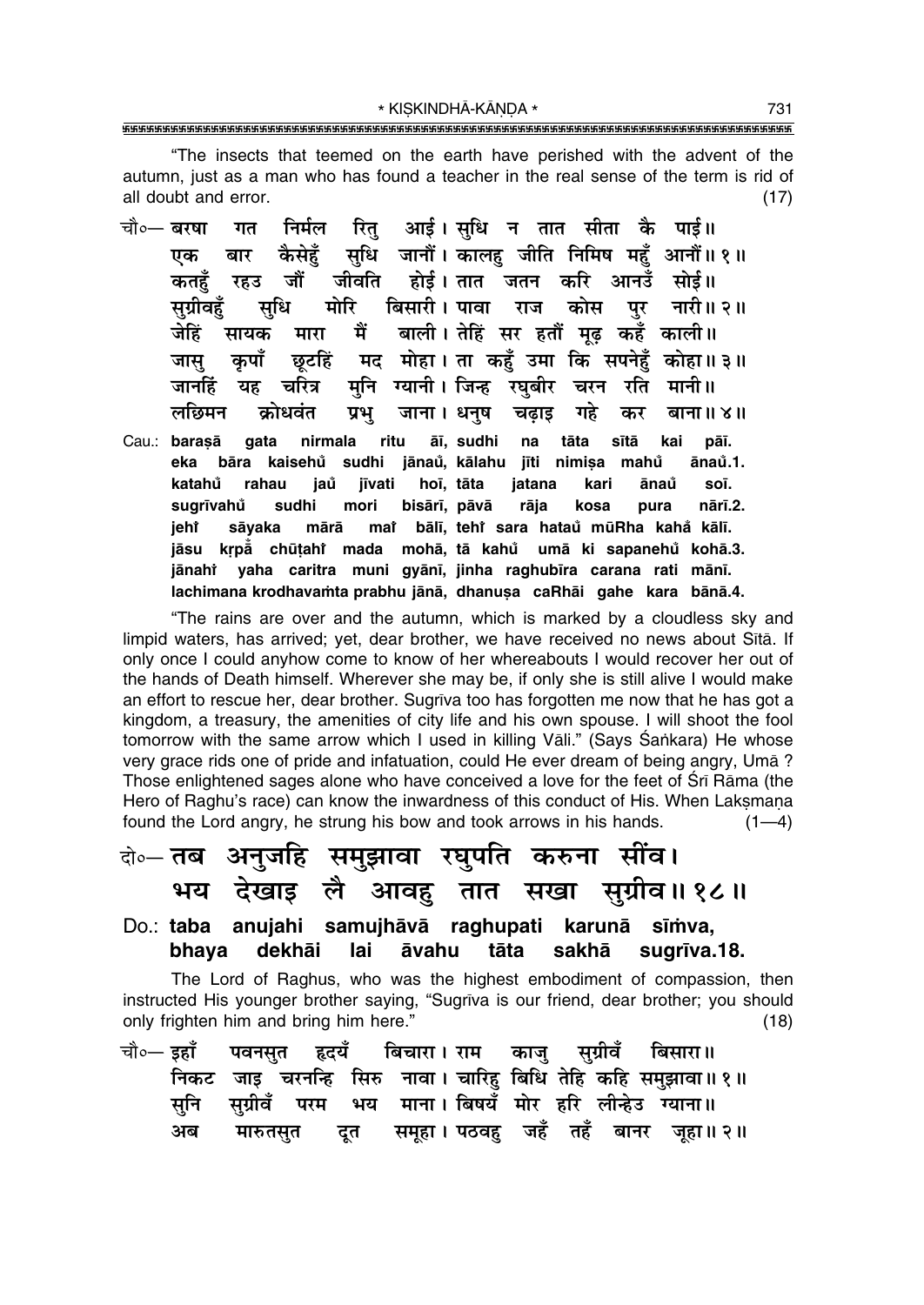"The insects that teemed on the earth have perished with the advent of the autumn, just as a man who has found a teacher in the real sense of the term is rid of all doubt and error. (17)

चौ०— बरषा गत निर्मल रितु आई। सुधि न तात सीता कै पाई॥
एक बार कैसेहुँ सुधि जानौं। कालहु जीति निमिष महुँ आनौं॥ १॥
कतहुँ रहउ जौं जीवति होई। तात जतन करि आनउँ सोई॥
सुग्रीवहुँ सुधि मोरि बिसारी। पावा राज कोस पुर नारी॥ २॥
जेहिं सायक मारा मैं बाली। तेहिं सर हतौं मूढ़ कहँ काली॥
जासु कृपाँ छूटहिं मद मोहा। ता कहुँ उमा कि सपनेहुँ कोहा॥ ३॥
जानहिं यह चरित्र मुनि ग्यानी। जिन्ह रघुबीर चरन रति मानी॥
लछिमन क्रोधवंत प्रभु जाना। धनुष चढ़ाइ गहे कर बाना॥ ४॥

Cau.: baraṣā gata nirmala ritu āī, sudhi na tāta sītā kai pāī.
eka bāra kaisehů sudhi jānaů, kālahu jīti nimiṣa mahů ānaů.1.
katahů rahau jaů jīvati hoī, tāta jatana kari ānaů soī.
sugrīvahů sudhi mori bisārī, pāvā rāja kosa pura nārī.2.
jehi̇ sāyaka mārā mai̇ bālī, tehi̇ sara hataů mūRha kahå̇ kālī.
jāsu kṛpå̇ chūṭahi̇ mada mohā, tā kahů umā ki sapanehů kohā.3.
jānahi̇ yaha caritra muni gyānī, jinha raghubīra carana rati mānī.
lachimana krodhavaṁta prabhu jānā, dhanuṣa caRhāi gahe kara bānā.4.

"The rains are over and the autumn, which is marked by a cloudless sky and limpid waters, has arrived; yet, dear brother, we have received no news about Sītā. If only once I could anyhow come to know of her whereabouts I would recover her out of the hands of Death himself. Wherever she may be, if only she is still alive I would make an effort to rescue her, dear brother. Sugrīva too has forgotten me now that he has got a kingdom, a treasury, the amenities of city life and his own spouse. I will shoot the fool tomorrow with the same arrow which I used in killing Vāli." (Says Śaṅkara) He whose very grace rids one of pride and infatuation, could He ever dream of being angry, Umā ? Those enlightened sages alone who have conceived a love for the feet of Śrī Rāma (the Hero of Raghu's race) can know the inwardness of this conduct of His. When Lakṣmaṇa found the Lord angry, he strung his bow and took arrows in his hands. (1—4)

दो०— तब अनुजहि समुझावा रघुपति करुना सींव।
भय देखाइ लै आवहु तात सखा सुग्रीव॥ १८॥

Do.: **taba anujahi samujhāvā raghupati karunā sīṁva,**
**bhaya dekhāi lai āvahu tāta sakhā sugrīva.18.**

The Lord of Raghus, who was the highest embodiment of compassion, then instructed His younger brother saying, "Sugrīva is our friend, dear brother; you should only frighten him and bring him here." (18)

चौ०— इहाँ पवनसुत हृदयँ बिचारा। राम काजु सुग्रीवँ बिसारा॥
निकट जाइ चरनन्हि सिरु नावा। चारिहु बिधि तेहि कहि समुझावा॥ १॥
सुनि सुग्रीवँ परम भय माना। बिषयँ मोर हरि लीन्हेउ ग्याना॥
अब मारुतसुत दूत समूहा। पठवहु जहँ तहँ बानर जूहा॥ २॥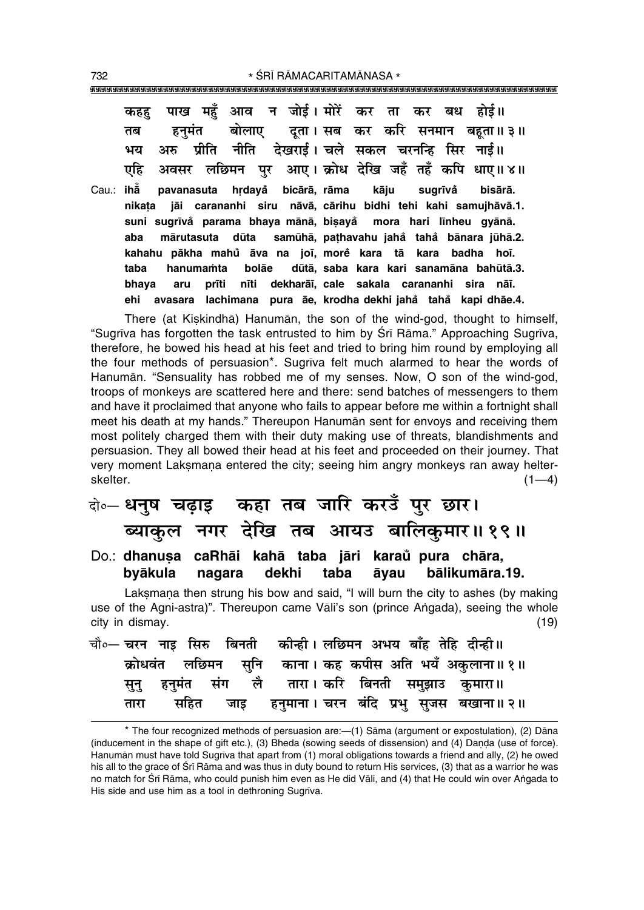कहहु पाख महुँ आव न जोई। मोरें कर ता कर बध होई॥
तब हनुमंत बोलाए दूता। सब कर करि सनमान बहूता॥ ३॥
भय अरु प्रीति नीति देखराई। चले सकल चरनन्हि सिर नाई॥
एहि अवसर लछिमन पुर आए। क्रोध देखि जहँ तहँ कपि धाए॥ ४॥

Cau.: **ihā̐ pavanasuta hṛdayā̐ bicārā, rāma kāju sugrīvā̐ bisārā.**
**nikaṭa jāi carananhi siru nāvā, cārihu bidhi tehi kahi samujhāvā.1.**
**suni sugrīvā̐ parama bhaya mānā, biṣayā̐ mora hari līnheu gyānā.**
**aba mārutasuta dūta samūhā, paṭhavahu jahā̐ tahā̐ bānara jūhā.2.**
**kahahu pākha mahů āva na joī, morẽ kara tā kara badha hoī.**
**taba hanumaṁta bolāe dūtā, saba kara kari sanamāna bahūtā.3.**
**bhaya aru prīti nīti dekharāī, cale sakala carananhi sira nāī.**
**ehi avasara lachimana pura āe, krodha dekhi jahā̐ tahā̐ kapi dhāe.4.**

There (at Kiṣkindhā) Hanumān, the son of the wind-god, thought to himself, "Sugrīva has forgotten the task entrusted to him by Śrī Rāma." Approaching Sugrīva, therefore, he bowed his head at his feet and tried to bring him round by employing all the four methods of persuasion*. Sugrīva felt much alarmed to hear the words of Hanumān. "Sensuality has robbed me of my senses. Now, O son of the wind-god, troops of monkeys are scattered here and there: send batches of messengers to them and have it proclaimed that anyone who fails to appear before me within a fortnight shall meet his death at my hands." Thereupon Hanumān sent for envoys and receiving them most politely charged them with their duty making use of threats, blandishments and persuasion. They all bowed their head at his feet and proceeded on their journey. That very moment Lakṣmaṇa entered the city; seeing him angry monkeys ran away helter-skelter. (1—4)

दो०— **धनुष चढ़ाइ कहा तब जारि करउँ पुर छार।**
**ब्याकुल नगर देखि तब आयउ बालिकुमार॥ १९॥**

Do.: **dhanuṣa caRhāi kahā taba jāri karaů pura chāra,**
**byākula nagara dekhi taba āyau bālikumāra.19.**

Lakṣmaṇa then strung his bow and said, "I will burn the city to ashes (by making use of the Agni-astra)". Thereupon came Vāli's son (prince Aṅgada), seeing the whole city in dismay. (19)

चौ०— चरन नाइ सिरु बिनती कीन्ही। लछिमन अभय बाँह तेहि दीन्ही॥
क्रोधवंत लछिमन सुनि काना। कह कपीस अति भयँ अकुलाना॥ १॥
सुनु हनुमंत संग लै तारा। करि बिनती समुझाउ कुमारा॥
तारा सहित जाइ हनुमाना। चरन बंदि प्रभु सुजस बखाना॥ २॥

---

* The four recognized methods of persuasion are:—(1) Sāma (argument or expostulation), (2) Dāna (inducement in the shape of gift etc.), (3) Bheda (sowing seeds of dissension) and (4) Daṇḍa (use of force). Hanumān must have told Sugrīva that apart from (1) moral obligations towards a friend and ally, (2) he owed his all to the grace of Śrī Rāma and was thus in duty bound to return His services, (3) that as a warrior he was no match for Śrī Rāma, who could punish him even as He did Vāli, and (4) that He could win over Aṅgada to His side and use him as a tool in dethroning Sugrīva.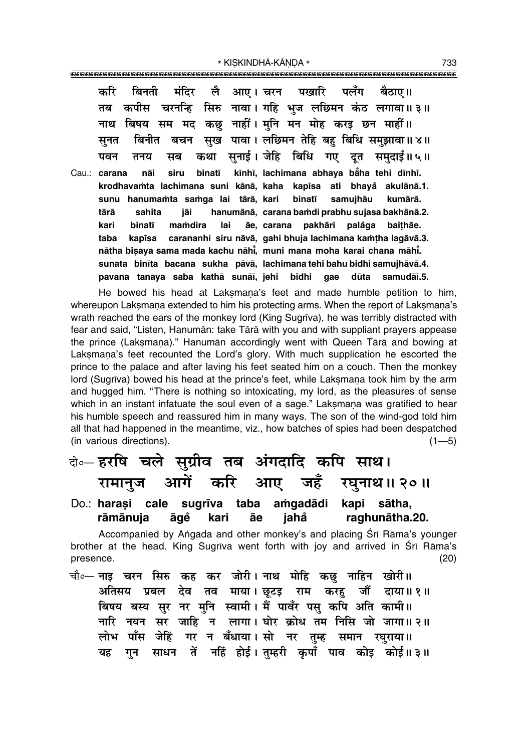करि बिनती मंदिर लै आए। चरन पखारि पलँग बैठाए॥
तब कपीस चरनन्हि सिरु नावा। गहि भुज लछिमन कंठ लगावा॥ ३॥
नाथ बिषय सम मद कछु नाहीं। मुनि मन मोह करइ छन माहीं॥
सुनत बिनीत बचन सुख पावा। लछिमन तेहि बहु बिधि समुझावा॥ ४॥
पवन तनय सब कथा सुनाई। जेहि बिधि गए दूत समुदाई॥ ५॥

Cau.: **carana nāi siru binatī kīnhī, lachimana abhaya bā̃ha tehi dīnhī.**
**krodhavaṁta lachimana suni kānā, kaha kapīsa ati bhayȧ̃ akulānā.1.**
**sunu hanumaṁta saṁga lai tārā, kari binatī samujhāu kumārā.**
**tārā sahita jāi hanumānā, carana baṁdi prabhu sujasa bakhānā.2.**
**kari binatī maṁdira lai āe, carana pakhāri palȧ̃ga baiṭhāe.**
**taba kapīsa carananhi siru nāvā, gahi bhuja lachimana kaṁṭha lagāvā.3.**
**nātha biṣaya sama mada kachu nāhī̃, muni mana moha karai chana māhī̃.**
**sunata binīta bacana sukha pāvā, lachimana tehi bahu bidhi samujhāvā.4.**
**pavana tanaya saba kathā sunāī, jehi bidhi gae dūta samudāī.5.**

He bowed his head at Lakṣmaṇa's feet and made humble petition to him, whereupon Lakṣmaṇa extended to him his protecting arms. When the report of Lakṣmaṇa's wrath reached the ears of the monkey lord (King Sugrīva), he was terribly distracted with fear and said, "Listen, Hanumān: take Tārā with you and with suppliant prayers appease the prince (Lakṣmaṇa)." Hanumān accordingly went with Queen Tārā and bowing at Lakṣmaṇa's feet recounted the Lord's glory. With much supplication he escorted the prince to the palace and after laving his feet seated him on a couch. Then the monkey lord (Sugrīva) bowed his head at the prince's feet, while Lakṣmaṇa took him by the arm and hugged him. "There is nothing so intoxicating, my lord, as the pleasures of sense which in an instant infatuate the soul even of a sage." Lakṣmaṇa was gratified to hear his humble speech and reassured him in many ways. The son of the wind-god told him all that had happened in the meantime, viz., how batches of spies had been despatched (in various directions). (1—5)

दो०— हरषि चले सुग्रीव तब अंगदादि कपि साथ।
रामानुज आगें करि आए जहँ रघुनाथ॥ २०॥

Do.: **haraṣi cale sugrīva taba aṁgadādi kapi sātha,**
**rāmānuja āgeṁ kari āe jahȧ̃ raghunātha.20.**

Accompanied by Aṅgada and other monkey's and placing Śrī Rāma's younger brother at the head. King Sugrīva went forth with joy and arrived in Śrī Rāma's presence. (20)

चौ०— नाइ चरन सिरु कह कर जोरी। नाथ मोहि कछु नाहिन खोरी॥
अतिसय प्रबल देव तव माया। छूटइ राम करहु जौं दाया॥ १॥
बिषय बस्य सुर नर मुनि स्वामी। मैं पावँर पसु कपि अति कामी॥
नारि नयन सर जाहि न लागा। घोर क्रोध तम निसि जो जागा॥ २॥
लोभ पाँस जेहिं गर न बँधाया। सो नर तुम्ह समान रघुराया॥
यह गुन साधन तें नहिं होई। तुम्हरी कृपाँ पाव कोइ कोई॥ ३॥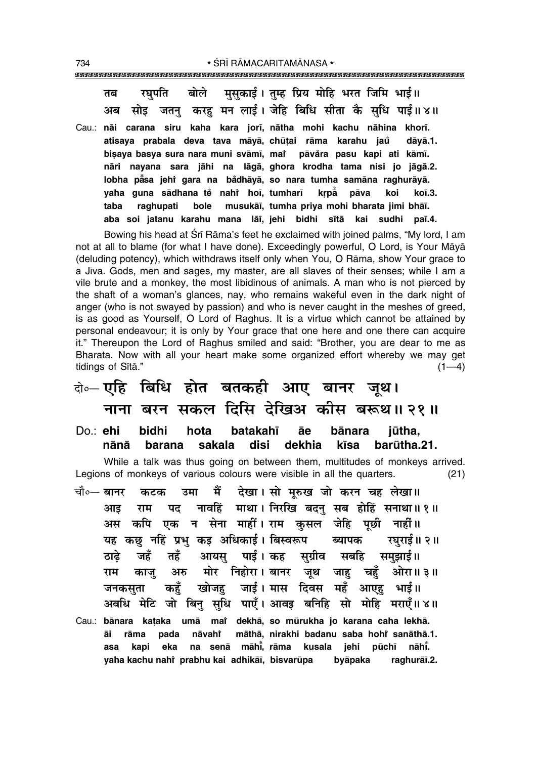तब रघुपति बोले मुसुकाई। तुम्ह प्रिय मोहि भरत जिमि भाई॥
अब सोइ जतनु करहु मन लाई। जेहि बिधि सीता कै सुधि पाई॥ ४॥

Cau.: **nāi carana siru kaha kara jorī, nātha mohi kachu nāhina khorī.**
**atisaya prabala deva tava māyā, chūṭai rāma karahu jaů̐ dāyā.1.**
**biṣaya basya sura nara muni svāmī, maiṁ pāvå̐ra pasu kapi ati kāmī.**
**nāri nayana sara jāhi na lāgā, ghora krodha tama nisi jo jāgā.2.**
**lobha på̐sa jehiṁ gara na bå̐dhāyā, so nara tumha samāna raghurāyā.**
**yaha guna sādhana tě nahiṁ hoī, tumharī kṛpå̐ pāva koi koī.3.**
**taba raghupati bole musukāī, tumha priya mohi bharata jimi bhāī.**
**aba soi jatanu karahu mana lāī, jehi bidhi sītā kai sudhi paī.4.**

Bowing his head at Śrī Rāma's feet he exclaimed with joined palms, "My lord, I am not at all to blame (for what I have done). Exceedingly powerful, O Lord, is Your Māyā (deluding potency), which withdraws itself only when You, O Rāma, show Your grace to a Jīva. Gods, men and sages, my master, are all slaves of their senses; while I am a vile brute and a monkey, the most libidinous of animals. A man who is not pierced by the shaft of a woman's glances, nay, who remains wakeful even in the dark night of anger (who is not swayed by passion) and who is never caught in the meshes of greed, is as good as Yourself, O Lord of Raghus. It is a virtue which cannot be attained by personal endeavour; it is only by Your grace that one here and one there can acquire it." Thereupon the Lord of Raghus smiled and said: "Brother, you are dear to me as Bharata. Now with all your heart make some organized effort whereby we may get tidings of Sītā." (1—4)

## दो०— एहि बिधि होत बतकही आए बानर जूथ।
## नाना बरन सकल दिसि देखिअ कीस बरूथ॥ २१॥

Do.: **ehi bidhi hota batakahī āe bānara jūtha,**
**nānā barana sakala disi dekhia kīsa barūtha.21.**

While a talk was thus going on between them, multitudes of monkeys arrived. Legions of monkeys of various colours were visible in all the quarters. (21)

चौ०— बानर कटक उमा मैं देखा। सो मूरुख जो करन चह लेखा॥
आइ राम पद नावहिं माथा। निरखि बदनु सब होहिं सनाथा॥ १॥
अस कपि एक न सेना माहीं। राम कुसल जेहि पूछी नाहीं॥
यह कछु नहिं प्रभु कइ अधिकाई। बिस्वरूप ब्यापक रघुराई॥ २॥
ठाढ़े जहँ तहँ आयसु पाई। कह सुग्रीव सबहि समुझाई॥
राम काजु अरु मोर निहोरा। बानर जूथ जाहु चहुँ ओरा॥ ३॥
जनकसुता कहुँ खोजहु जाई। मास दिवस महँ आएहु भाई॥
अवधि मेटि जो बिनु सुधि पाएँ। आवइ बनिहि सो मोहि मराएँ॥ ४॥

Cau.: **bānara kaṭaka umā maiṁ dekhā, so mūrukha jo karana caha lekhā.**
**āi rāma pada nāvahiṁ māthā, nirakhi badanu saba hohiṁ sanāthā.1.**
**asa kapi eka na senā māhīṁ, rāma kusala jehi pūchī nāhīṁ.**
**yaha kachu nahiṁ prabhu kai adhikāī, bisvarūpa byāpaka raghurāī.2.**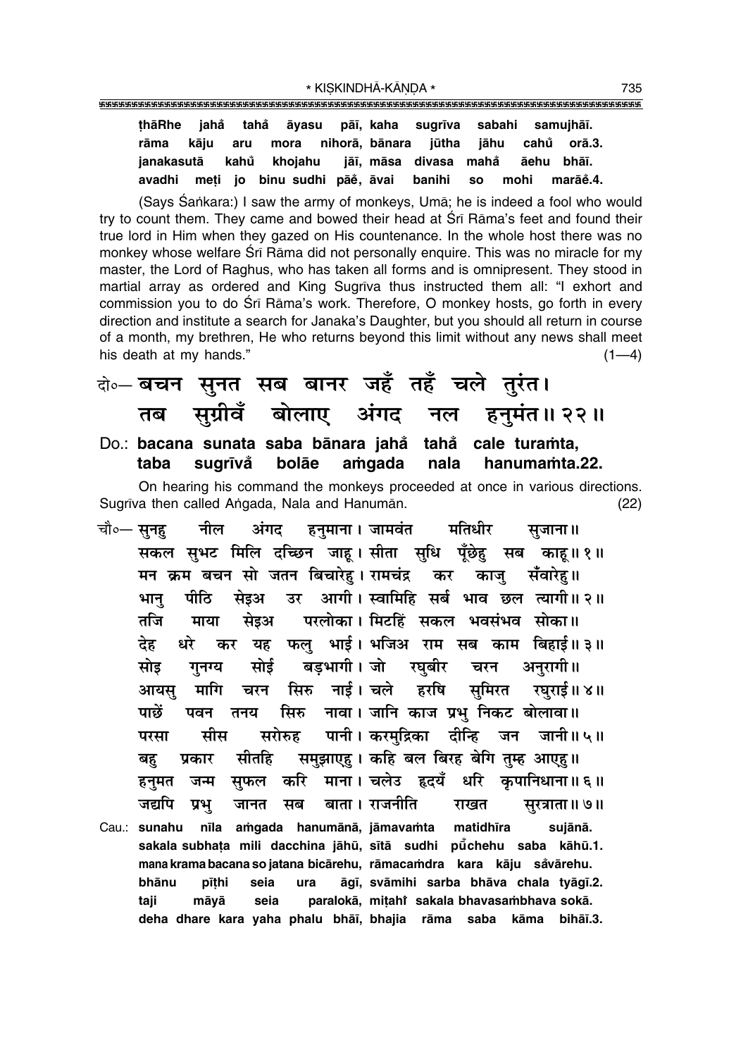ṭhāRhe jahå̐ tahå̐ āyasu pāī, kaha sugrīva sabahi samujhāī.
rāma kāju aru mora nihorā, bānara jūtha jāhu cahů̐ orā.3.
janakasutā kahů̐ khojahu jāī, māsa divasa mahå̐ āehu bhāī.
avadhi meṭi jo binu sudhi pāeּ̐, āvai banihi so mohi marāeּ̐.4.

(Says Śaṅkara:) I saw the army of monkeys, Umā; he is indeed a fool who would try to count them. They came and bowed their head at Śrī Rāma's feet and found their true lord in Him when they gazed on His countenance. In the whole host there was no monkey whose welfare Śrī Rāma did not personally enquire. This was no miracle for my master, the Lord of Raghus, who has taken all forms and is omnipresent. They stood in martial array as ordered and King Sugrīva thus instructed them all: "I exhort and commission you to do Śrī Rāma's work. Therefore, O monkey hosts, go forth in every direction and institute a search for Janaka's Daughter, but you should all return in course of a month, my brethren, He who returns beyond this limit without any news shall meet his death at my hands." (1—4)

दो०— बचन सुनत सब बानर जहँ तहँ चले तुरंत।
तब सुग्रीवँ बोलाए अंगद नल हनुमंत॥ २२॥

Do.: **bacana sunata saba bānara jahå̐ tahå̐ cale turaṁta,**
**taba sugrīvå̐ bolāe aṁgada nala hanumaṁta.22.**

On hearing his command the monkeys proceeded at once in various directions. Sugrīva then called Aṅgada, Nala and Hanumān. (22)

चौ०— सुनहु नील अंगद हनुमाना। जामवंत मतिधीर सुजाना॥
सकल सुभट मिलि दच्छिन जाहू। सीता सुधि पूँछेहु सब काहू॥ १॥
मन क्रम बचन सो जतन बिचारेहु। रामचंद्र कर काजु सँवारेहु॥
भानु पीठि सेइअ उर आगी। स्वामिहि सर्ब भाव छल त्यागी॥ २॥
तजि माया सेइअ परलोका। मिटहिं सकल भवसंभव सोका॥
देह धरे कर यह फलु भाई। भजिअ राम सब काम बिहाई॥ ३॥
सोइ गुनग्य सोई बड़भागी। जो रघुबीर चरन अनुरागी॥
आयसु मागि चरन सिरु नाई। चले हरषि सुमिरत रघुराई॥ ४॥
पाछें पवन तनय सिरु नावा। जानि काज प्रभु निकट बोलावा॥
परसा सीस सरोरुह पानी। करमुद्रिका दीन्हि जन जानी॥ ५॥
बहु प्रकार सीतहि समुझाएहु। कहि बल बिरह बेगि तुम्ह आएहु॥
हनुमत जन्म सुफल करि माना। चलेउ हृदयँ धरि कृपानिधाना॥ ६॥
जद्यपि प्रभु जानत सब बाता। राजनीति राखत सुरत्राता॥ ७॥

Cau.: **sunahu nīla aṁgada hanumānā, jāmavaṁta matidhīra sujānā.**
**sakala subhaṭa mili dacchina jāhū, sītā sudhi pů̐chehu saba kāhū.1.**
**mana krama bacana so jatana bicārehu, rāmacaṁdra kara kāju så̐vārehu.**
**bhānu pīṭhi seia ura āgī, svāmihi sarba bhāva chala tyāgī.2.**
**taji māyā seia paralokā, miṭahiṁ sakala bhavasaṁbhava sokā.**
**deha dhare kara yaha phalu bhāī, bhajia rāma saba kāma bihāī.3.**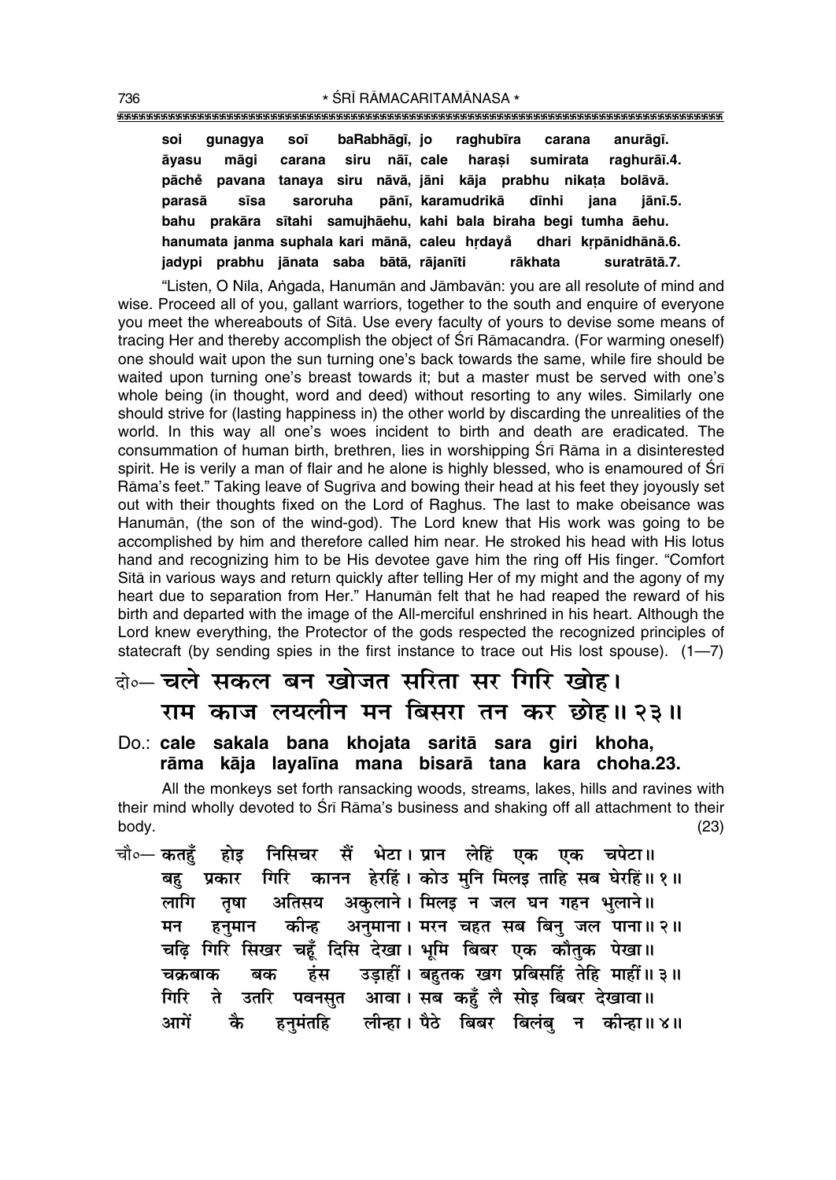**soi gunagya soī baRabhāgī, jo raghubīra carana anurāgī.**
**āyasu māgi carana siru nāī, cale haraṣi sumirata raghurāī.4.**
**pāchẽ pavana tanaya siru nāvā, jāni kāja prabhu nikaṭa bolāvā.**
**parasā sīsa saroruha pānī, karamudrikā dīnhi jana jānī.5.**
**bahu prakāra sītahi samujhāehu, kahi bala biraha begi tumha āehu.**
**hanumata janma suphala kari mānā, caleu hṛdayå dhari kṛpānidhānā.6.**
**jadypi prabhu jānata saba bātā, rājanīti rākhata suratrātā.7.**

"Listen, O Nīla, Aṅgada, Hanumān and Jāmbavān: you are all resolute of mind and wise. Proceed all of you, gallant warriors, together to the south and enquire of everyone you meet the whereabouts of Sītā. Use every faculty of yours to devise some means of tracing Her and thereby accomplish the object of Śrī Rāmacandra. (For warming oneself) one should wait upon the sun turning one's back towards the same, while fire should be waited upon turning one's breast towards it; but a master must be served with one's whole being (in thought, word and deed) without resorting to any wiles. Similarly one should strive for (lasting happiness in) the other world by discarding the unrealities of the world. In this way all one's woes incident to birth and death are eradicated. The consummation of human birth, brethren, lies in worshipping Śrī Rāma in a disinterested spirit. He is verily a man of flair and he alone is highly blessed, who is enamoured of Śrī Rāma's feet." Taking leave of Sugrīva and bowing their head at his feet they joyously set out with their thoughts fixed on the Lord of Raghus. The last to make obeisance was Hanumān, (the son of the wind-god). The Lord knew that His work was going to be accomplished by him and therefore called him near. He stroked his head with His lotus hand and recognizing him to be His devotee gave him the ring off His finger. "Comfort Sītā in various ways and return quickly after telling Her of my might and the agony of my heart due to separation from Her." Hanumān felt that he had reaped the reward of his birth and departed with the image of the All-merciful enshrined in his heart. Although the Lord knew everything, the Protector of the gods respected the recognized principles of statecraft (by sending spies in the first instance to trace out His lost spouse). (1—7)

दो०— **चले सकल बन खोजत सरिता सर गिरि खोह।**
**राम काज लयलीन मन बिसरा तन कर छोह॥ २३॥**

Do.: **cale sakala bana khojata saritā sara giri khoha,**
**rāma kāja layalīna mana bisarā tana kara choha.23.**

All the monkeys set forth ransacking woods, streams, lakes, hills and ravines with their mind wholly devoted to Śrī Rāma's business and shaking off all attachment to their body. (23)

चौ०— **कतहुँ होइ निसिचर सैं भेटा। प्रान लेहिं एक एक चपेटा॥**
**बहु प्रकार गिरि कानन हेरहिं। कोउ मुनि मिलइ ताहि सब घेरहिं॥ १॥**
**लागि तृषा अतिसय अकुलाने। मिलइ न जल घन गहन भुलाने॥**
**मन हनुमान कीन्ह अनुमाना। मरन चहत सब बिनु जल पाना॥ २॥**
**चढ़ि गिरि सिखर चहूँ दिसि देखा। भूमि बिबर एक कौतुक पेखा॥**
**चक्रबाक बक हंस उड़ाहीं। बहुतक खग प्रबिसहिं तेहि माहीं॥ ३॥**
**गिरि ते उतरि पवनसुत आवा। सब कहुँ लै सोइ बिबर देखावा॥**
**आगें कै हनुमंतहि लीन्हा। पैठे बिबर बिलंबु न कीन्हा॥ ४॥**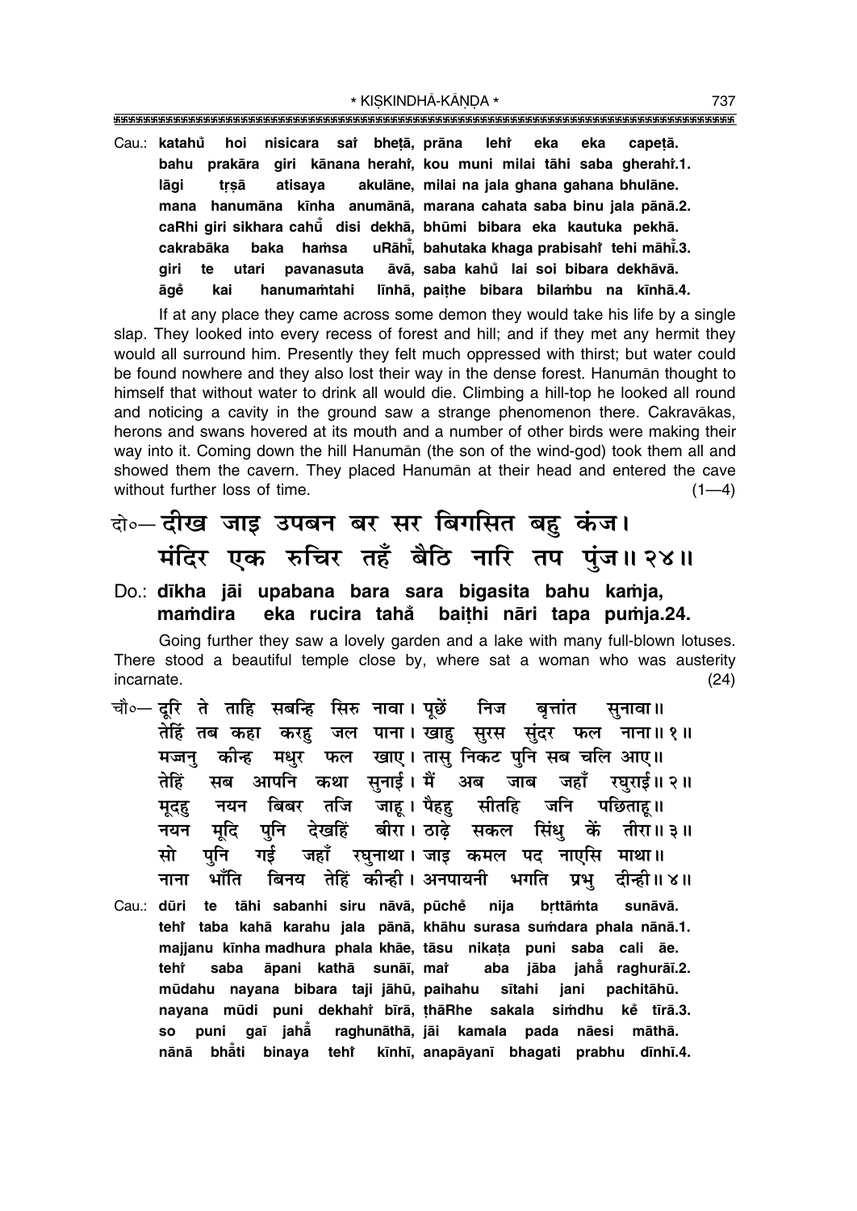Cau.: **katahů̐ hoi nisicara saĭ bheṭā, prāna lehĭ eka eka capeṭā.**
**bahu prakāra giri kānana herahĭ, kou muni milai tāhi saba gherahĭ.1.**
**lāgi tṛṣā atisaya akulāne, milai na jala ghana gahana bhulāne.**
**mana hanumāna kīnha anumānā, marana cahata saba binu jala pānā.2.**
**caRhi giri sikhara cahů̐ disi dekhā, bhūmi bibara eka kautuka pekhā.**
**cakrabāka baka haṁsa uRāhī̐, bahutaka khaga prabisahĭ tehi māhī̐.3.**
**giri te utari pavanasuta āvā, saba kahů̐ lai soi bibara dekhāvā.**
**āgě kai hanumaṁtahi līnhā, paiṭhe bibara bilaṁbu na kīnhā.4.**

If at any place they came across some demon they would take his life by a single slap. They looked into every recess of forest and hill; and if they met any hermit they would all surround him. Presently they felt much oppressed with thirst; but water could be found nowhere and they also lost their way in the dense forest. Hanumān thought to himself that without water to drink all would die. Climbing a hill-top he looked all round and noticing a cavity in the ground saw a strange phenomenon there. Cakravākas, herons and swans hovered at its mouth and a number of other birds were making their way into it. Coming down the hill Hanumān (the son of the wind-god) took them all and showed them the cavern. They placed Hanumān at their head and entered the cave without further loss of time. (1—4)

दो०— दीख जाइ उपबन बर सर बिगसित बहु कंज।
मंदिर एक रुचिर तहँ बैठि नारि तप पुंज॥ २४॥

Do.: **dīkha jāi upabana bara sara bigasita bahu kaṁja,**
**maṁdira eka rucira tahā̐ baiṭhi nāri tapa puṁja.24.**

Going further they saw a lovely garden and a lake with many full-blown lotuses. There stood a beautiful temple close by, where sat a woman who was austerity incarnate. (24)

चौ०— दूरि ते ताहि सबन्हि सिरु नावा। पूछें निज बृत्तांत सुनावा॥
तेहिं तब कहा करहु जल पाना। खाहु सुरस सुंदर फल नाना॥ १॥
मज्जनु कीन्ह मधुर फल खाए। तासु निकट पुनि सब चलि आए॥
तेहिं सब आपनि कथा सुनाई। मैं अब जाब जहाँ रघुराई॥ २॥
मूदहु नयन बिबर तजि जाहू। पैहहु सीतहि जनि पछिताहू॥
नयन मूदि पुनि देखहिं बीरा। ठाढ़े सकल सिंधु कें तीरा॥ ३॥
सो पुनि गई जहाँ रघुनाथा। जाइ कमल पद नाएसि माथा॥
नाना भाँति बिनय तेहिं कीन्ही। अनपायनी भगति प्रभु दीन्ही॥ ४॥

Cau.: **dūri te tāhi sabanhi siru nāvā, pūchě nija bṛttāṁta sunāvā.**
**tehĭ taba kahā karahu jala pānā, khāhu surasa suṁdara phala nānā.1.**
**majjanu kīnha madhura phala khāe, tāsu nikaṭa puni saba cali āe.**
**tehĭ saba āpani kathā sunāī, maĭ aba jāba jahā̐ raghurāī.2.**
**mūdahu nayana bibara taji jāhū, paihahu sītahi jani pachitāhū.**
**nayana mūdi puni dekhahĭ bīrā, ṭhāRhe sakala siṁdhu kě tīrā.3.**
**so puni gaī jahā̐ raghunāthā, jāi kamala pada nāesi māthā.**
**nānā bhā̐ti binaya tehĭ kīnhī, anapāyanī bhagati prabhu dīnhī.4.**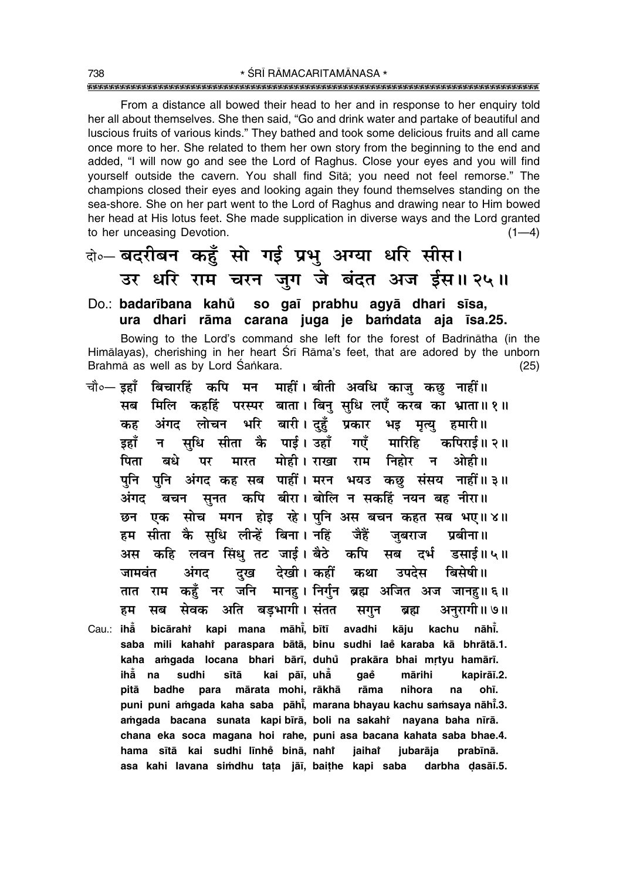From a distance all bowed their head to her and in response to her enquiry told her all about themselves. She then said, "Go and drink water and partake of beautiful and luscious fruits of various kinds." They bathed and took some delicious fruits and all came once more to her. She related to them her own story from the beginning to the end and added, "I will now go and see the Lord of Raghus. Close your eyes and you will find yourself outside the cavern. You shall find Sītā; you need not feel remorse." The champions closed their eyes and looking again they found themselves standing on the sea-shore. She on her part went to the Lord of Raghus and drawing near to Him bowed her head at His lotus feet. She made supplication in diverse ways and the Lord granted to her unceasing Devotion. (1—4)

दो०— बदरीबन कहुँ सो गई प्रभु अग्या धरि सीस।
उर धरि राम चरन जुग जे बंदत अज ईस॥ २५॥

Do.: **badarībana kahũ so gaī prabhu agyā dhari sīsa,**
**ura dhari rāma carana juga je baṁdata aja īsa.25.**

Bowing to the Lord's command she left for the forest of Badrīnātha (in the Himālayas), cherishing in her heart Śrī Rāma's feet, that are adored by the unborn Brahmā as well as by Lord Śaṅkara. (25)

चौ०— इहाँ बिचारहिं कपि मन माहीं। बीती अवधि काजु कछु नाहीं॥
सब मिलि कहहिं परस्पर बाता। बिनु सुधि लएँ करब का भ्राता॥ १॥
कह अंगद लोचन भरि बारी। दुहुँ प्रकार भइ मृत्यु हमारी॥
इहाँ न सुधि सीता कै पाई। उहाँ गएँ मारिहि कपिराई॥ २॥
पिता बधे पर मारत मोही। राखा राम निहोर न ओही॥
पुनि पुनि अंगद कह सब पाहीं। मरन भयउ कछु संसय नाहीं॥ ३॥
अंगद बचन सुनत कपि बीरा। बोलि न सकहिं नयन बह नीरा॥
छन एक सोच मगन होइ रहे। पुनि अस बचन कहत सब भए॥ ४॥
हम सीता कै सुधि लीन्हें बिना। नहिं जैहैं जुबराज प्रबीना॥
अस कहि लवन सिंधु तट जाई। बैठे कपि सब दर्भ डसाई॥ ५॥
जामवंत अंगद दुख देखी। कहीं कथा उपदेस बिसेषी॥
तात राम कहुँ नर जनि मानहु। निर्गुन ब्रह्म अजित अज जानहु॥ ६॥
हम सब सेवक अति बड़भागी। संतत सगुन ब्रह्म अनुरागी॥ ७॥

Cau.: **ihā̃ bicārahiṁ kapi mana māhī̃, bītī avadhi kāju kachu nāhī̃.**
**saba mili kahahiṁ paraspara bātā, binu sudhi laẽ karaba kā bhrātā.1.**
**kaha aṁgada locana bhari bārī, duhũ prakāra bhai mṛtyu hamārī.**
**ihā̃ na sudhi sītā kai pāī, uhā̃ gaẽ mārihi kapirāī.2.**
**pitā badhe para mārata mohī, rākhā rāma nihora na ohī.**
**puni puni aṁgada kaha saba pāhī̃, marana bhayau kachu saṁsaya nāhī̃.3.**
**aṁgada bacana sunata kapi bīrā, boli na sakahiṁ nayana baha nīrā.**
**chana eka soca magana hoi rahe, puni asa bacana kahata saba bhae.4.**
**hama sītā kai sudhi līnhẽ binā, nahiṁ jaihaiṁ jubarāja prabīnā.**
**asa kahi lavana siṁdhu taṭa jāī, baiṭhe kapi saba darbha ḍasāī.5.**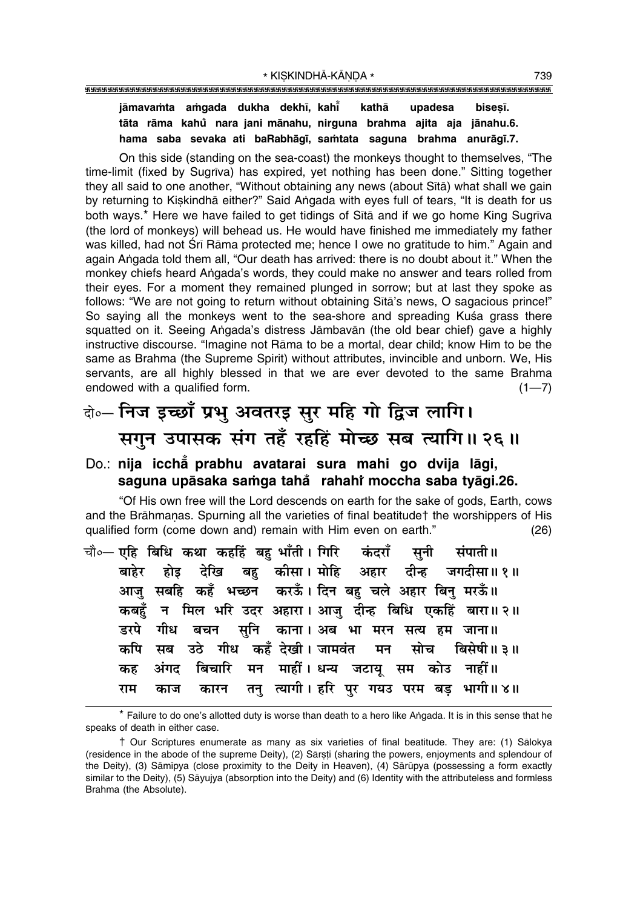**jāmavaṁta aṁgada dukha dekhī, kahi̐ kathā upadesa bisesī.**
**tāta rāma kahu̐ nara jani mānahu, nirguna brahma ajita aja jānahu.6.**
**hama saba sevaka ati baRabhāgī, saṁtata saguna brahma anurāgī.7.**

On this side (standing on the sea-coast) the monkeys thought to themselves, "The time-limit (fixed by Sugrīva) has expired, yet nothing has been done." Sitting together they all said to one another, "Without obtaining any news (about Sītā) what shall we gain by returning to Kiṣkindhā either?" Said Aṅgada with eyes full of tears, "It is death for us both ways.* Here we have failed to get tidings of Sītā and if we go home King Sugrīva (the lord of monkeys) will behead us. He would have finished me immediately my father was killed, had not Śrī Rāma protected me; hence I owe no gratitude to him." Again and again Aṅgada told them all, "Our death has arrived: there is no doubt about it." When the monkey chiefs heard Aṅgada's words, they could make no answer and tears rolled from their eyes. For a moment they remained plunged in sorrow; but at last they spoke as follows: "We are not going to return without obtaining Sītā's news, O sagacious prince!" So saying all the monkeys went to the sea-shore and spreading Kuśa grass there squatted on it. Seeing Aṅgada's distress Jāmbavān (the old bear chief) gave a highly instructive discourse. "Imagine not Rāma to be a mortal, dear child; know Him to be the same as Brahma (the Supreme Spirit) without attributes, invincible and unborn. We, His servants, are all highly blessed in that we are ever devoted to the same Brahma endowed with a qualified form. (1—7)

## दो०— निज इच्छाँ प्रभु अवतरइ सुर महि गो द्विज लागि। सगुन उपासक संग तहँ रहहिं मोच्छ सब त्यागि॥ २६॥

**Do.: nija icchā̐ prabhu avatarai sura mahi go dvija lāgi, saguna upāsaka saṁga tahā̐ rahahiṁ moccha saba tyāgi.26.**

"Of His own free will the Lord descends on earth for the sake of gods, Earth, cows and the Brāhmaṇas. Spurning all the varieties of final beatitude† the worshippers of His qualified form (come down and) remain with Him even on earth." (26)

चौ०— एहि बिधि कथा कहहिं बहु भाँती। गिरि कंदराँ सुनी संपाती॥
बाहेर होइ देखि बहु कीसा। मोहि अहार दीन्ह जगदीसा॥ १॥
आजु सबहि कहँ भच्छन करऊँ। दिन बहु चले अहार बिनु मरऊँ॥
कबहुँ न मिल भरि उदर अहारा। आजु दीन्ह बिधि एकहिं बारा॥ २॥
डरपे गीध बचन सुनि काना। अब भा मरन सत्य हम जाना॥
कपि सब उठे गीध कहँ देखी। जामवंत मन सोच बिसेषी॥ ३॥
कह अंगद बिचारि मन माहीं। धन्य जटायू सम कोउ नाहीं॥
राम काज कारन तनु त्यागी। हरि पुर गयउ परम बड़ भागी॥ ४॥

---

* Failure to do one's allotted duty is worse than death to a hero like Aṅgada. It is in this sense that he speaks of death in either case.

† Our Scriptures enumerate as many as six varieties of final beatitude. They are: (1) Sālokya (residence in the abode of the supreme Deity), (2) Sārṣṭi (sharing the powers, enjoyments and splendour of the Deity), (3) Sāmīpya (close proximity to the Deity in Heaven), (4) Sārūpya (possessing a form exactly similar to the Deity), (5) Sāyujya (absorption into the Deity) and (6) Identity with the attributeless and formless Brahma (the Absolute).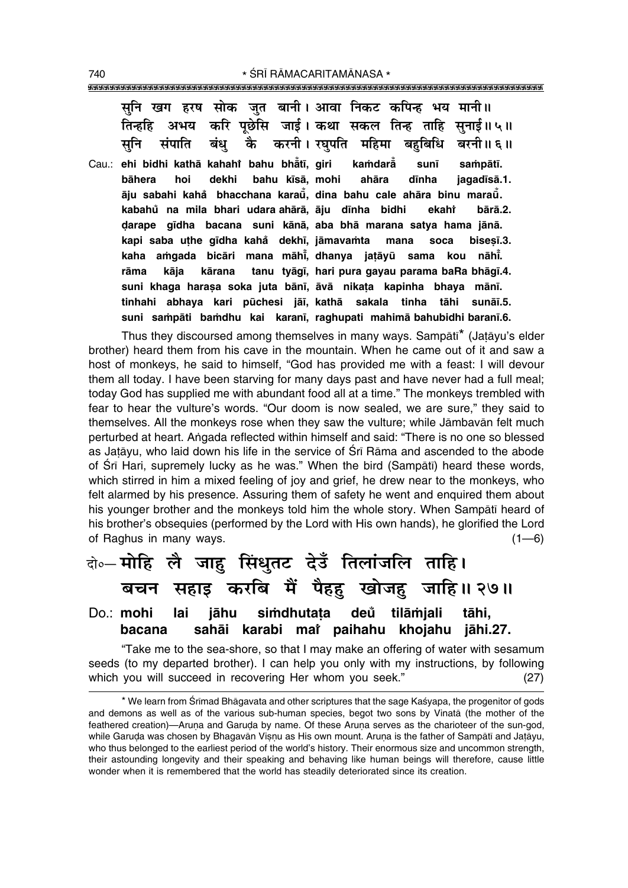सुनि खग हरष सोक जुत बानी। आवा निकट कपिन्ह भय मानी॥
तिन्हहि अभय करि पूछेसि जाई। कथा सकल तिन्ह ताहि सुनाई॥ ५॥
सुनि संपाति बंधु कै करनी। रघुपति महिमा बहुबिधि बरनी॥ ६॥

Cau.: **ehi bidhi kathā kahahi̐ bahu bhā̐tī, giri kaṁdarā̐ sunī saṁpātī.**
**bāhera hoi dekhi bahu kīsā, mohi ahāra dīnha jagadīsā.1.**
**āju sabahi kahå bhacchana karaū̐, dina bahu cale ahāra binu maraū̐.**
**kabahu̐ na mila bhari udara ahārā, āju dīnha bidhi ekahi̐ bārā.2.**
**ḍarape gīdha bacana suni kānā, aba bhā marana satya hama jānā.**
**kapi saba uṭhe gīdha kahå dekhī, jāmavaṁta mana soca biseṣī.3.**
**kaha aṁgada bicāri mana māhī̐, dhanya jaṭāyū sama kou nāhī̐.**
**rāma kāja kārana tanu tyāgī, hari pura gayau parama baRa bhāgī.4.**
**suni khaga haraṣa soka juta bānī, āvā nikaṭa kapinha bhaya mānī.**
**tinhahi abhaya kari pūchesi jāī, kathā sakala tinha tāhi sunāī.5.**
**suni saṁpāti baṁdhu kai karanī, raghupati mahimā bahubidhi baranī.6.**

Thus they discoursed among themselves in many ways. Sampātī* (Jaṭāyu's elder brother) heard them from his cave in the mountain. When he came out of it and saw a host of monkeys, he said to himself, "God has provided me with a feast: I will devour them all today. I have been starving for many days past and have never had a full meal; today God has supplied me with abundant food all at a time." The monkeys trembled with fear to hear the vulture's words. "Our doom is now sealed, we are sure," they said to themselves. All the monkeys rose when they saw the vulture; while Jāmbavān felt much perturbed at heart. Aṅgada reflected within himself and said: "There is no one so blessed as Jaṭāyu, who laid down his life in the service of Śrī Rāma and ascended to the abode of Śrī Hari, supremely lucky as he was." When the bird (Sampātī) heard these words, which stirred in him a mixed feeling of joy and grief, he drew near to the monkeys, who felt alarmed by his presence. Assuring them of safety he went and enquired them about his younger brother and the monkeys told him the whole story. When Sampātī heard of his brother's obsequies (performed by the Lord with His own hands), he glorified the Lord of Raghus in many ways. (1—6)

दो०— मोहि लै जाहु सिंधुतट देउँ तिलांजलि ताहि।
बचन सहाइ करबि मैं पैहहु खोजहु जाहि॥ २७॥

Do.: **mohi lai jāhu siṁdhutaṭa deū̐ tilāṁjali tāhi,**
**bacana sahāi karabi mai̐ paihahu khojahu jāhi.27.**

"Take me to the sea-shore, so that I may make an offering of water with sesamum seeds (to my departed brother). I can help you only with my instructions, by following which you will succeed in recovering Her whom you seek." (27)

---

* We learn from Śrīmad Bhāgavata and other scriptures that the sage Kaśyapa, the progenitor of gods and demons as well as of the various sub-human species, begot two sons by Vinatā (the mother of the feathered creation)—Aruṇa and Garuḍa by name. Of these Aruṇa serves as the charioteer of the sun-god, while Garuḍa was chosen by Bhagavān Viṣṇu as His own mount. Aruṇa is the father of Sampātī and Jaṭāyu, who thus belonged to the earliest period of the world's history. Their enormous size and uncommon strength, their astounding longevity and their speaking and behaving like human beings will therefore, cause little wonder when it is remembered that the world has steadily deteriorated since its creation.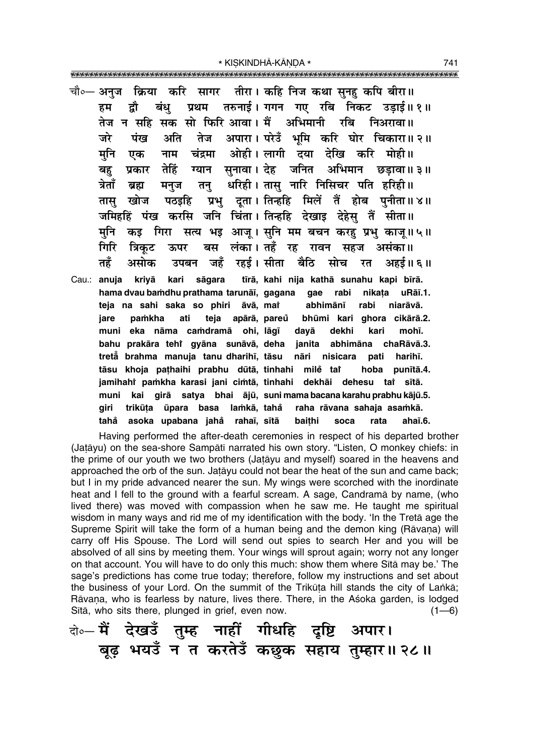चौ०— अनुज क्रिया करि सागर तीरा। कहि निज कथा सुनहु कपि बीरा॥
हम द्वौ बंधु प्रथम तरुनाई। गगन गए रबि निकट उड़ाई॥ १॥
तेज न सहि सक सो फिरि आवा। मैं अभिमानी रबि निअरावा॥
जरे पंख अति तेज अपारा। परेउँ भूमि करि घोर चिकारा॥ २॥
मुनि एक नाम चंद्रमा ओही। लागी दया देखि करि मोही॥
बहु प्रकार तेहिं ग्यान सुनावा। देह जनित अभिमान छड़ावा॥ ३॥
त्रेताँ ब्रह्म मनुज तनु धरिही। तासु नारि निसिचर पति हरिही॥
तासु खोज पठइहि प्रभु दूता। तिन्हहि मिलें तैं होब पुनीता॥ ४॥
जमिहहिं पंख करसि जनि चिंता। तिन्हहि देखाइ देहेसु तैं सीता॥
मुनि कइ गिरा सत्य भइ आजू। सुनि मम बचन करहु प्रभु काजू॥ ५॥
गिरि त्रिकूट ऊपर बस लंका। तहँ रह रावन सहज असंका॥
तहँ असोक उपबन जहँ रहई। सीता बैठि सोच रत अहई॥ ६॥

Cau.: anuja kriyā kari sāgara tīrā, kahi nija kathā sunahu kapi bīrā.
hama dvau baṁdhu prathama tarunāī, gagana gae rabi nikaṭa uRāī.1.
teja na sahi saka so phiri āvā, maĩ abhimānī rabi niarāvā.
jare paṁkha ati teja apārā, pareũ bhūmi kari ghora cikārā.2.
muni eka nāma caṁdramā ohī, lāgī dayā dekhi kari mohī.
bahu prakāra tehĩ gyāna sunāvā, deha janita abhimāna chaRāvā.3.
tretā̐ brahma manuja tanu dharihī, tāsu nāri nisicara pati harihī.
tāsu khoja paṭhaihi prabhu dūtā, tinhahi mile̐ taĩ hoba punītā.4.
jamihahĩ paṁkha karasi jani ciṁtā, tinhahi dekhāi dehesu taĩ sītā.
muni kai girā satya bhai ājū, suni mama bacana karahu prabhu kājū.5.
giri trikūṭa ūpara basa laṁkā, taha̐ raha rāvana sahaja asaṁkā.
taha̐ asoka upabana jaha̐ rahaī, sītā baiṭhi soca rata ahaī.6.

Having performed the after-death ceremonies in respect of his departed brother (Jaṭāyu) on the sea-shore Sampātī narrated his own story. "Listen, O monkey chiefs: in the prime of our youth we two brothers (Jaṭāyu and myself) soared in the heavens and approached the orb of the sun. Jaṭāyu could not bear the heat of the sun and came back; but I in my pride advanced nearer the sun. My wings were scorched with the inordinate heat and I fell to the ground with a fearful scream. A sage, Candramā by name, (who lived there) was moved with compassion when he saw me. He taught me spiritual wisdom in many ways and rid me of my identification with the body. 'In the Tretā age the Supreme Spirit will take the form of a human being and the demon king (Rāvaṇa) will carry off His Spouse. The Lord will send out spies to search Her and you will be absolved of all sins by meeting them. Your wings will sprout again; worry not any longer on that account. You will have to do only this much: show them where Sītā may be.' The sage's predictions has come true today; therefore, follow my instructions and set about the business of your Lord. On the summit of the Trikūṭa hill stands the city of Laṅkā; Rāvaṇa, who is fearless by nature, lives there. There, in the Aśoka garden, is lodged Sītā, who sits there, plunged in grief, even now. (1—6)

दो०— मैं देखउँ तुम्ह नाहीं गीधहि दृष्टि अपार।
बूढ़ भयउँ न त करतेउँ कछुक सहाय तुम्हार॥ २८॥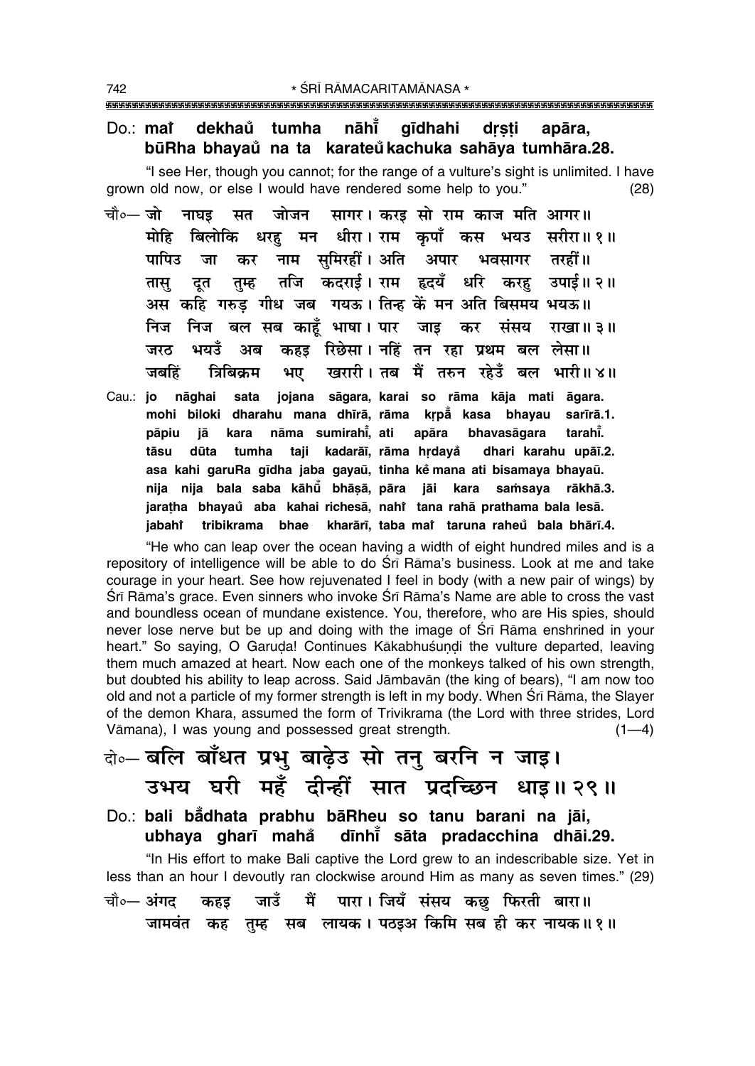Do.: **maĩ dekhaů̃ tumha nāhĩ gīdhahi dṛṣṭi apāra, būRha bhayaů̃ na ta karateů̃ kachuka sahāya tumhāra.28.**

"I see Her, though you cannot; for the range of a vulture's sight is unlimited. I have grown old now, or else I would have rendered some help to you." (28)

चौ०— जो नाघइ सत जोजन सागर। करइ सो राम काज मति आगर॥
मोहि बिलोकि धरहु मन धीरा। राम कृपाँ कस भयउ सरीरा॥ १॥
पापिउ जा कर नाम सुमिरहीं। अति अपार भवसागर तरहीं॥
तासु दूत तुम्ह तजि कदराई। राम हृदयँ धरि करहु उपाई॥ २॥
अस कहि गरुड़ गीध जब गयऊ। तिन्ह कें मन अति बिसमय भयऊ॥
निज निज बल सब काहूँ भाषा। पार जाइ कर संसय राखा॥ ३॥
जरठ भयउँ अब कहइ रिछेसा। नहिं तन रहा प्रथम बल लेसा॥
जबहिं त्रिबिक्रम भए खरारी। तब मैं तरुन रहेउँ बल भारी॥ ४॥

Cau.: **jo nāghai sata jojana sāgara, karai so rāma kāja mati āgara. mohi biloki dharahu mana dhīrā, rāma kṛpā̃ kasa bhayau sarīrā.1. pāpiu jā kara nāma sumirahī̃, ati apāra bhavasāgara tarahī̃. tāsu dūta tumha taji kadarāī, rāma hṛdayå̃ dhari karahu upāī.2. asa kahi garuRa gīdha jaba gayaū, tinha kẽ mana ati bisamaya bhayaū. nija nija bala saba kāhū̃ bhāṣā, pāra jāi kara saṁsaya rākhā.3. jaraṭha bhayaů̃ aba kahai richesā, nahĩ tana rahā prathama bala lesā. jabahĩ tribikrama bhae kharārī, taba maĩ taruna raheů̃ bala bhārī.4.**

"He who can leap over the ocean having a width of eight hundred miles and is a repository of intelligence will be able to do Śrī Rāma's business. Look at me and take courage in your heart. See how rejuvenated I feel in body (with a new pair of wings) by Śrī Rāma's grace. Even sinners who invoke Śrī Rāma's Name are able to cross the vast and boundless ocean of mundane existence. You, therefore, who are His spies, should never lose nerve but be up and doing with the image of Śrī Rāma enshrined in your heart." So saying, O Garuḍa! Continues Kākabhuśuṇḍi the vulture departed, leaving them much amazed at heart. Now each one of the monkeys talked of his own strength, but doubted his ability to leap across. Said Jāmbavān (the king of bears), "I am now too old and not a particle of my former strength is left in my body. When Śrī Rāma, the Slayer of the demon Khara, assumed the form of Trivikrama (the Lord with three strides, Lord Vāmana), I was young and possessed great strength. (1—4)

दो०— बलि बाँधत प्रभु बाढ़ेउ सो तनु बरनि न जाइ।
उभय घरी महँ दीन्हीं सात प्रदच्छिन धाइ॥ २९॥

Do.: **bali bā̃dhata prabhu bāRheu so tanu barani na jāi, ubhaya gharī mahå̃ dīnhī̃ sāta pradacchina dhāi.29.**

"In His effort to make Bali captive the Lord grew to an indescribable size. Yet in less than an hour I devoutly ran clockwise around Him as many as seven times." (29)

चौ०— अंगद कहइ जाउँ मैं पारा। जियँ संसय कछु फिरती बारा॥
जामवंत कह तुम्ह सब लायक। पठइअ किमि सब ही कर नायक॥ १॥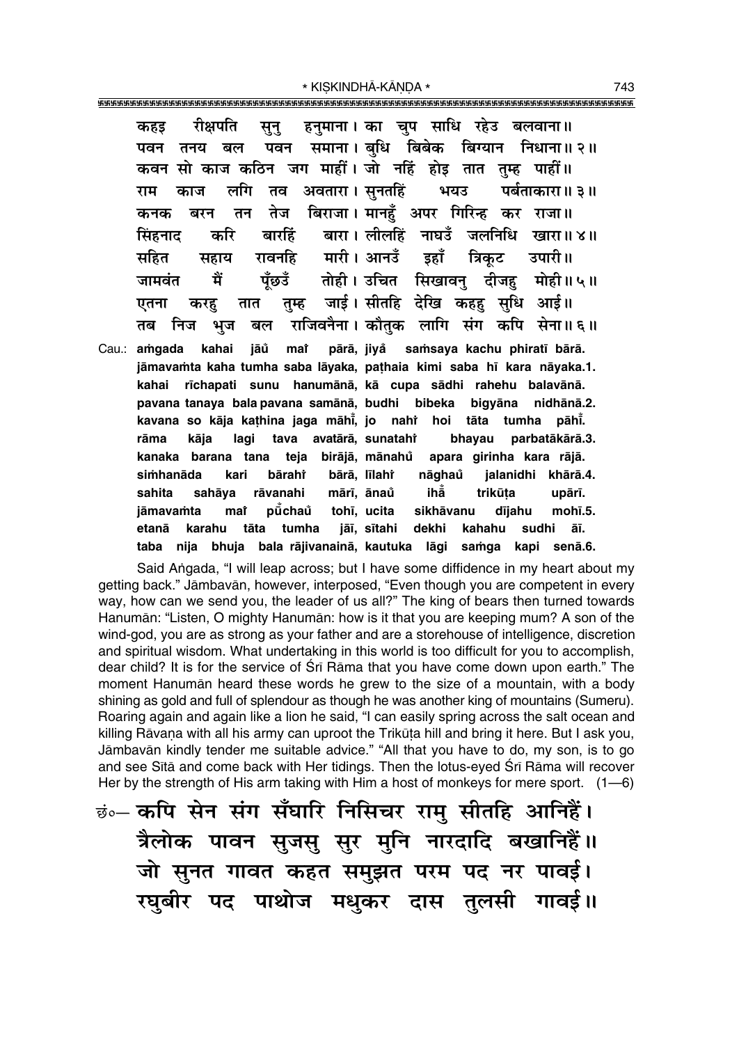कहइ रीछपति सुनु हनुमाना। का चुप साधि रहेउ बलवाना॥
पवन तनय बल पवन समाना। बुधि बिबेक बिग्यान निधाना॥ २॥
कवन सो काज कठिन जग माहीं। जो नहिं होइ तात तुम्ह पाहीं॥
राम काज लगि तव अवतारा। सुनतहिं भयउ पर्बताकारा॥ ३॥
कनक बरन तन तेज बिराजा। मानहुँ अपर गिरिन्ह कर राजा॥
सिंहनाद करि बारहिं बारा। लीलहिं नाघउँ जलनिधि खारा॥ ४॥
सहित सहाय रावनहि मारी। आनउँ इहाँ त्रिकूट उपारी॥
जामवंत मैं पूँछउँ तोही। उचित सिखावनु दीजहु मोही॥ ५॥
एतना करहु तात तुम्ह जाई। सीतहि देखि कहहु सुधि आई॥
तब निज भुज बल राजिवनैना। कौतुक लागि संग कपि सेना॥ ६॥

Cau.: aṁgada kahai jāu̐ maiṁ pārā, jiya̐ saṁsaya kachu phiratī bārā.
jāmavaṁta kaha tumha saba lāyaka, paṭhaia kimi saba hī kara nāyaka.1.
kahai rīchapati sunu hanumānā, kā cupa sādhi rahehu balavānā.
pavana tanaya bala pavana samānā, budhi bibeka bigyāna nidhānā.2.
kavana so kāja kaṭhina jaga māhī̐, jo nahiṁ hoi tāta tumha pāhī̐.
rāma kāja lagi tava avatārā, sunatahiṁ bhayau parbatākārā.3.
kanaka barana tana teja birājā, mānahu̐ apara girinha kara rājā.
siṁhanāda kari bārahiṁ bārā, līlahiṁ nāghau̐ jalanidhi khārā.4.
sahita sahāya rāvanahi mārī, ānau̐ ihā̐ trikūṭa upārī.
jāmavaṁta maiṁ pū̐chau̐ tohī, ucita sikhāvanu dījahu mohī.5.
etanā karahu tāta tumha jāī, sītahi dekhi kahahu sudhi āī.
taba nija bhuja bala rājivanainā, kautuka lāgi saṁga kapi senā.6.

Said Aṅgada, "I will leap across; but I have some diffidence in my heart about my getting back." Jāmbavān, however, interposed, "Even though you are competent in every way, how can we send you, the leader of us all?" The king of bears then turned towards Hanumān: "Listen, O mighty Hanumān: how is it that you are keeping mum? A son of the wind-god, you are as strong as your father and are a storehouse of intelligence, discretion and spiritual wisdom. What undertaking in this world is too difficult for you to accomplish, dear child? It is for the service of Śrī Rāma that you have come down upon earth." The moment Hanumān heard these words he grew to the size of a mountain, with a body shining as gold and full of splendour as though he was another king of mountains (Sumeru). Roaring again and again like a lion he said, "I can easily spring across the salt ocean and killing Rāvaṇa with all his army can uproot the Trikūṭa hill and bring it here. But I ask you, Jāmbavān kindly tender me suitable advice." "All that you have to do, my son, is to go and see Sītā and come back with Her tidings. Then the lotus-eyed Śrī Rāma will recover Her by the strength of His arm taking with Him a host of monkeys for mere sport. (1—6)

छं०— कपि सेन संग सँघारि निसिचर रामु सीतहि आनिहैं।
त्रैलोक पावन सुजसु सुर मुनि नारदादि बखानिहैं॥
जो सुनत गावत कहत समुझत परम पद नर पावई।
रघुबीर पद पाथोज मधुकर दास तुलसी गावई॥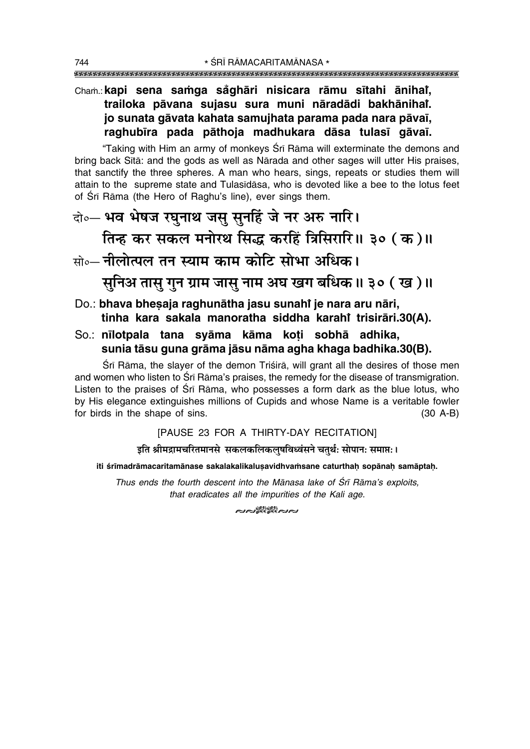Chaṁ.: **kapi sena saṁga sa̐ghāri nisicara rāmu sītahi ānihaĩ, trailoka pāvana sujasu sura muni nāradādi bakhānihaĩ. jo sunata gāvata kahata samujhata parama pada nara pāvaī, raghubīra pada pāthoja madhukara dāsa tulasī gāvaī.**

"Taking with Him an army of monkeys Śrī Rāma will exterminate the demons and bring back Sītā: and the gods as well as Nārada and other sages will utter His praises, that sanctify the three spheres. A man who hears, sings, repeats or studies them will attain to the supreme state and Tulasidāsa, who is devoted like a bee to the lotus feet of Śrī Rāma (the Hero of Raghu's line), ever sings them.

दो०— **भव भेषज रघुनाथ जसु सुनहिं जे नर अरु नारि।**
**तिन्ह कर सकल मनोरथ सिद्ध करहिं त्रिसिरारि॥ ३० (क)॥**

सो०— **नीलोत्पल तन स्याम काम कोटि सोभा अधिक।**
**सुनिअ तासु गुन ग्राम जासु नाम अघ खग बधिक॥ ३० (ख)॥**

Do.: **bhava bheṣaja raghunātha jasu sunahĩ je nara aru nāri, tinha kara sakala manoratha siddha karahĩ trisirāri.30(A).**

So.: **nīlotpala tana syāma kāma koṭi sobhā adhika, sunia tāsu guna grāma jāsu nāma agha khaga badhika.30(B).**

Śrī Rāma, the slayer of the demon Triśirā, will grant all the desires of those men and women who listen to Śrī Rāma's praises, the remedy for the disease of transmigration. Listen to the praises of Śrī Rāma, who possesses a form dark as the blue lotus, who by His elegance extinguishes millions of Cupids and whose Name is a veritable fowler for birds in the shape of sins. (30 A-B)

[PAUSE 23 FOR A THIRTY-DAY RECITATION]

इति श्रीमद्रामचरितमानसे सकलकलिकलुषविध्वंसने चतुर्थः सोपानः समाप्तः।

**iti śrīmadrāmacaritamānase sakalakalikaluṣavidhvaṁsane caturthaḥ sopānaḥ samāptaḥ.**

*Thus ends the fourth descent into the Mānasa lake of Śrī Rāma's exploits, that eradicates all the impurities of the Kali age.*